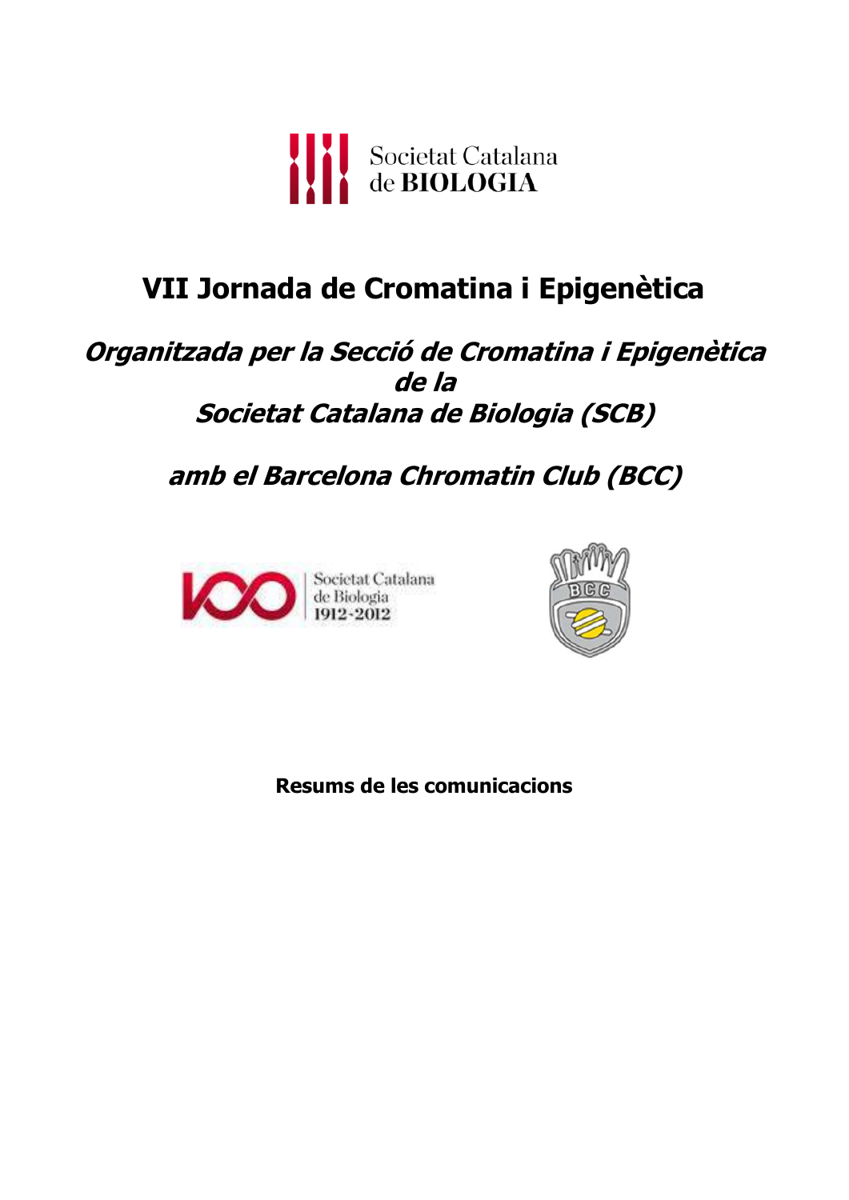Societat Catalana de BIOLOGIA

# VII Jornada de Cromatina i Epigenètica

## *Organitzada per la Secció de Cromatina i Epigenètica de la Societat Catalana de Biologia (SCB)*

## *amb el Barcelona Chromatin Club (BCC)*

Societat Catalana de Biologia 1912-2012

BCC

**Resums de les comunicacions**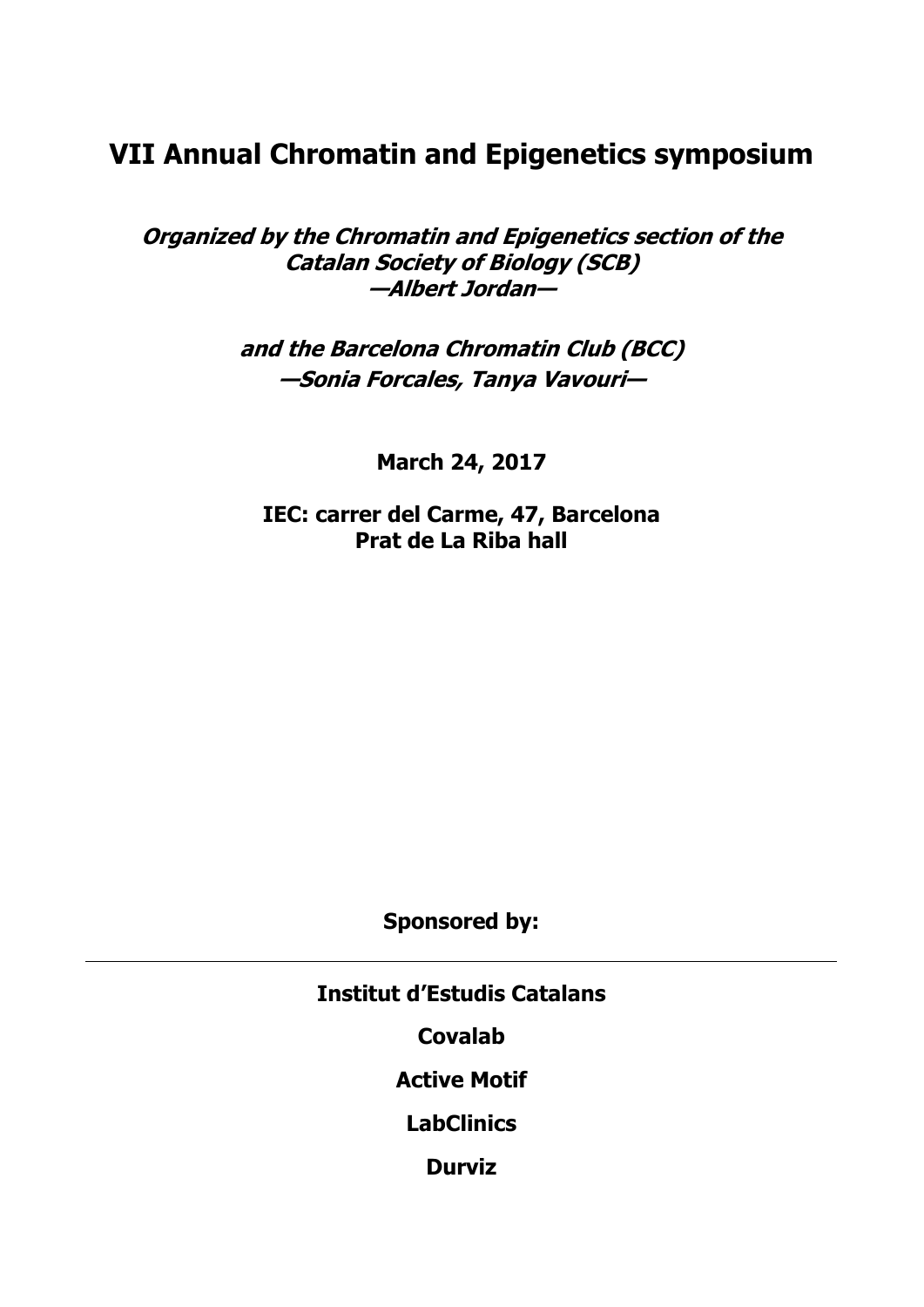# VII Annual Chromatin and Epigenetics symposium

***Organized by the Chromatin and Epigenetics section of the Catalan Society of Biology (SCB)***
***—Albert Jordan—***

***and the Barcelona Chromatin Club (BCC)***
***—Sonia Forcales, Tanya Vavouri—***

**March 24, 2017**

**IEC: carrer del Carme, 47, Barcelona**
**Prat de La Riba hall**

**Sponsored by:**

---

**Institut d'Estudis Catalans**

**Covalab**

**Active Motif**

**LabClinics**

**Durviz**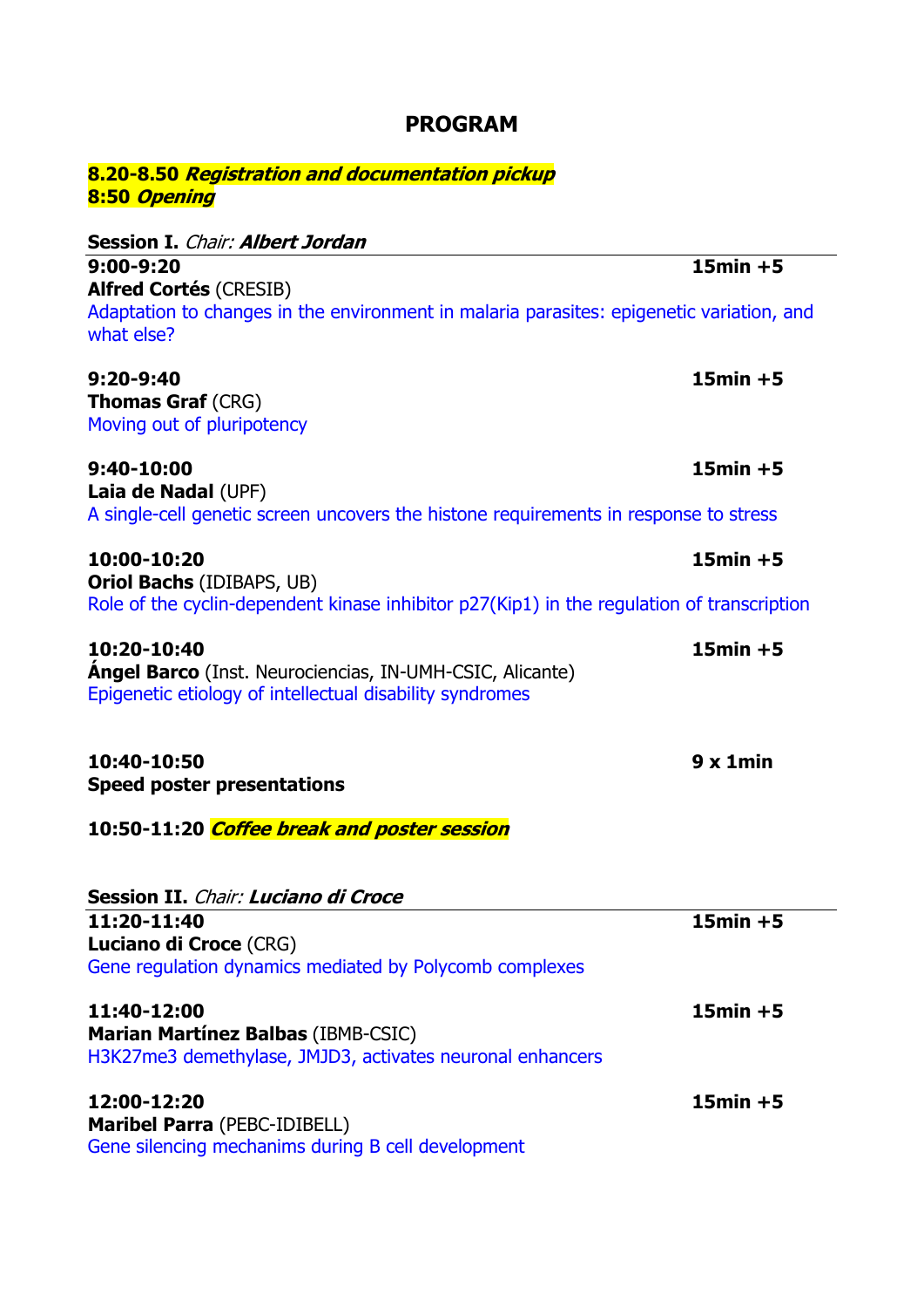# PROGRAM

***8.20-8.50 Registration and documentation pickup***
***8:50 Opening***

## Session I. *Chair:* ***Albert Jordan***

**9:00-9:20** **15min +5**
**Alfred Cortés** (CRESIB)
Adaptation to changes in the environment in malaria parasites: epigenetic variation, and what else?

**9:20-9:40** **15min +5**
**Thomas Graf** (CRG)
Moving out of pluripotency

**9:40-10:00** **15min +5**
**Laia de Nadal** (UPF)
A single-cell genetic screen uncovers the histone requirements in response to stress

**10:00-10:20** **15min +5**
**Oriol Bachs** (IDIBAPS, UB)
Role of the cyclin-dependent kinase inhibitor p27(Kip1) in the regulation of transcription

**10:20-10:40** **15min +5**
**Ángel Barco** (Inst. Neurociencias, IN-UMH-CSIC, Alicante)
Epigenetic etiology of intellectual disability syndromes

**10:40-10:50** **9 x 1min**
**Speed poster presentations**

**10:50-11:20** ***Coffee break and poster session***

## Session II. *Chair:* ***Luciano di Croce***

**11:20-11:40** **15min +5**
**Luciano di Croce** (CRG)
Gene regulation dynamics mediated by Polycomb complexes

**11:40-12:00** **15min +5**
**Marian Martínez Balbas** (IBMB-CSIC)
H3K27me3 demethylase, JMJD3, activates neuronal enhancers

**12:00-12:20** **15min +5**
**Maribel Parra** (PEBC-IDIBELL)
Gene silencing mechanims during B cell development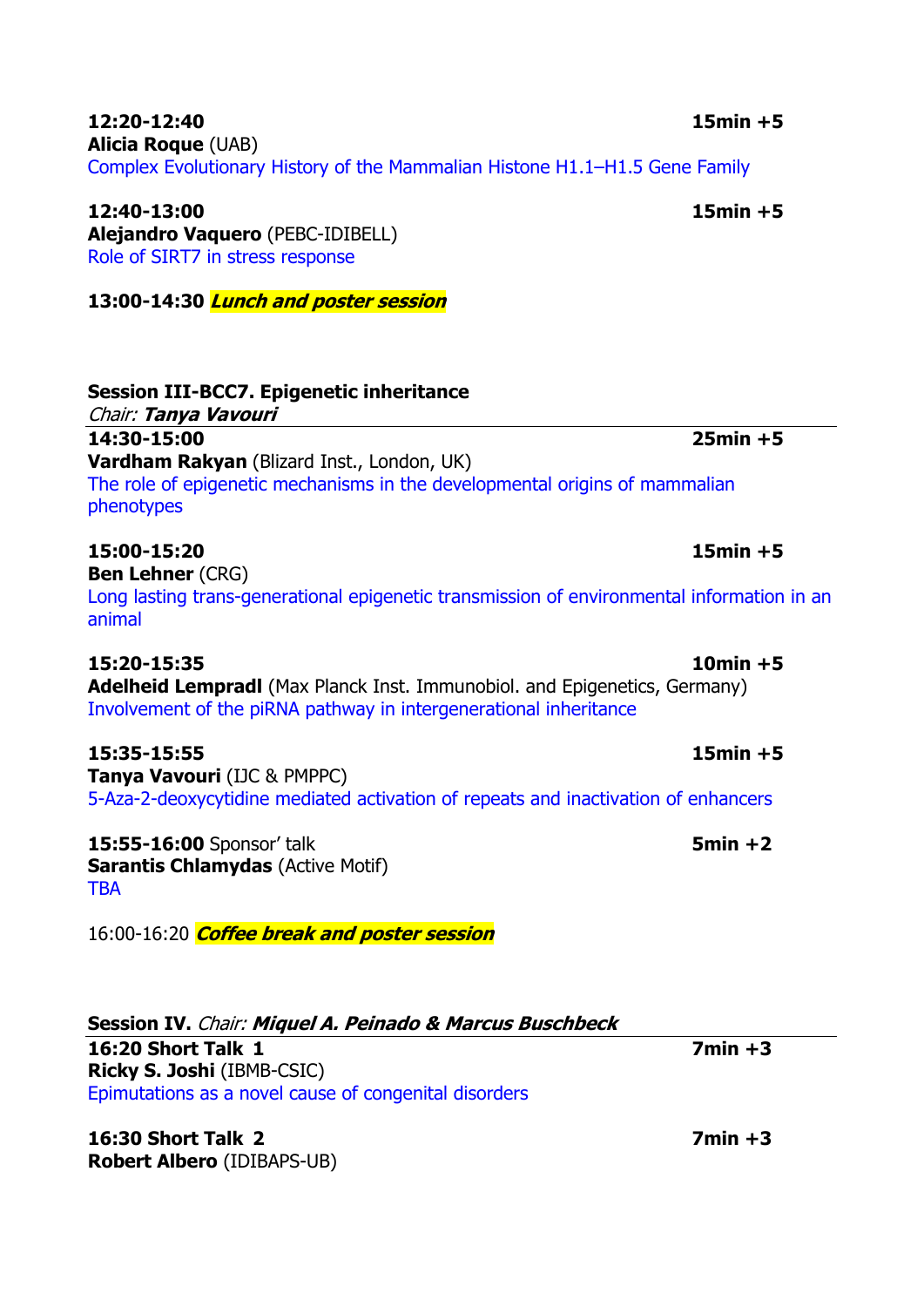**12:20-12:40** **15min +5**
**Alicia Roque** (UAB)
Complex Evolutionary History of the Mammalian Histone H1.1–H1.5 Gene Family

**12:40-13:00** **15min +5**
**Alejandro Vaquero** (PEBC-IDIBELL)
Role of SIRT7 in stress response

**13:00-14:30** ***Lunch and poster session***

**Session III-BCC7. Epigenetic inheritance**
*Chair:* ***Tanya Vavouri***

---

**14:30-15:00** **25min +5**
**Vardham Rakyan** (Blizard Inst., London, UK)
The role of epigenetic mechanisms in the developmental origins of mammalian phenotypes

**15:00-15:20** **15min +5**
**Ben Lehner** (CRG)
Long lasting trans-generational epigenetic transmission of environmental information in an animal

**15:20-15:35** **10min +5**
**Adelheid Lempradl** (Max Planck Inst. Immunobiol. and Epigenetics, Germany)
Involvement of the piRNA pathway in intergenerational inheritance

**15:35-15:55** **15min +5**
**Tanya Vavouri** (IJC & PMPPC)
5-Aza-2-deoxycytidine mediated activation of repeats and inactivation of enhancers

**15:55-16:00** Sponsor' talk **5min +2**
**Sarantis Chlamydas** (Active Motif)
TBA

16:00-16:20 ***Coffee break and poster session***

**Session IV.** *Chair:* ***Miquel A. Peinado & Marcus Buschbeck***

---

**16:20 Short Talk 1** **7min +3**
**Ricky S. Joshi** (IBMB-CSIC)
Epimutations as a novel cause of congenital disorders

**16:30 Short Talk 2** **7min +3**
**Robert Albero** (IDIBAPS-UB)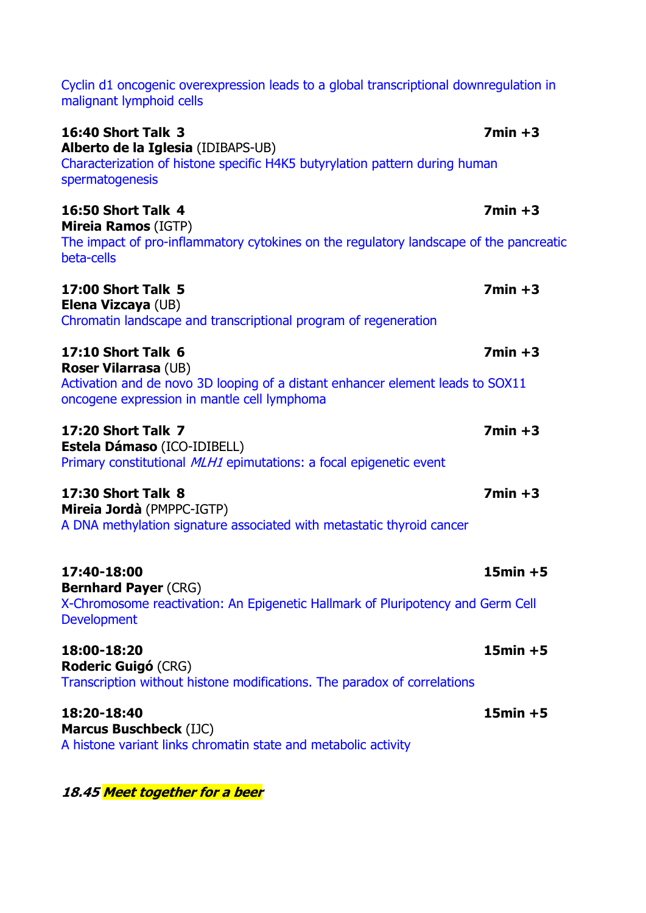Cyclin d1 oncogenic overexpression leads to a global transcriptional downregulation in malignant lymphoid cells

**16:40 Short Talk 3** **7min +3**
**Alberto de la Iglesia** (IDIBAPS-UB)
Characterization of histone specific H4K5 butyrylation pattern during human spermatogenesis

**16:50 Short Talk 4** **7min +3**
**Mireia Ramos** (IGTP)
The impact of pro-inflammatory cytokines on the regulatory landscape of the pancreatic beta-cells

**17:00 Short Talk 5** **7min +3**
**Elena Vizcaya** (UB)
Chromatin landscape and transcriptional program of regeneration

**17:10 Short Talk 6** **7min +3**
**Roser Vilarrasa** (UB)
Activation and de novo 3D looping of a distant enhancer element leads to SOX11 oncogene expression in mantle cell lymphoma

**17:20 Short Talk 7** **7min +3**
**Estela Dámaso** (ICO-IDIBELL)
Primary constitutional *MLH1* epimutations: a focal epigenetic event

**17:30 Short Talk 8** **7min +3**
**Mireia Jordà** (PMPPC-IGTP)
A DNA methylation signature associated with metastatic thyroid cancer

**17:40-18:00** **15min +5**
**Bernhard Payer** (CRG)
X-Chromosome reactivation: An Epigenetic Hallmark of Pluripotency and Germ Cell Development

**18:00-18:20** **15min +5**
**Roderic Guigó** (CRG)
Transcription without histone modifications. The paradox of correlations

**18:20-18:40** **15min +5**
**Marcus Buschbeck** (IJC)
A histone variant links chromatin state and metabolic activity

***18.45 Meet together for a beer***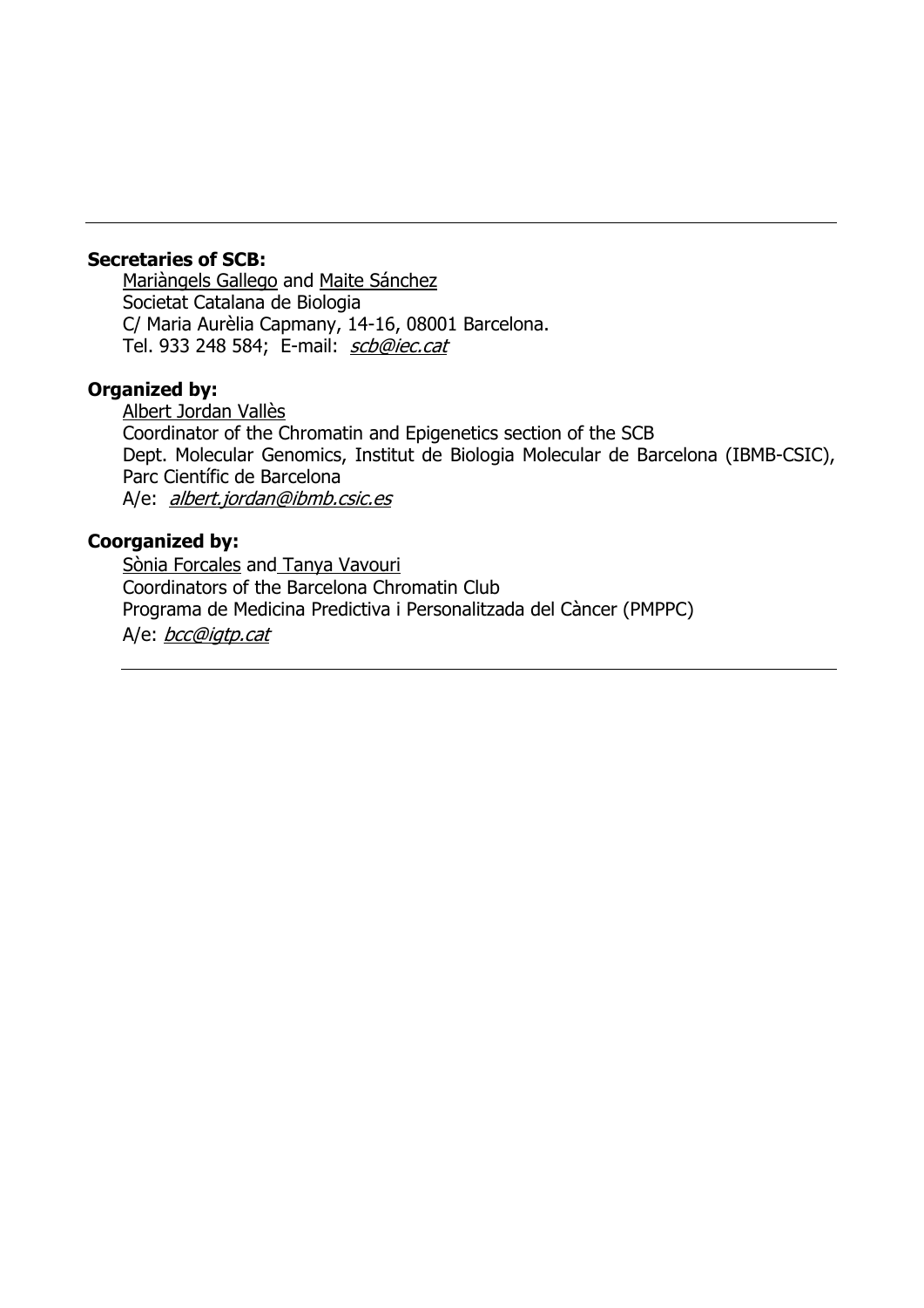---

**Secretaries of SCB:**

Mariàngels Gallego and Maite Sánchez
Societat Catalana de Biologia
C/ Maria Aurèlia Capmany, 14-16, 08001 Barcelona.
Tel. 933 248 584; E-mail: *scb@iec.cat*

**Organized by:**

Albert Jordan Vallès
Coordinator of the Chromatin and Epigenetics section of the SCB
Dept. Molecular Genomics, Institut de Biologia Molecular de Barcelona (IBMB-CSIC), Parc Científic de Barcelona
A/e: *albert.jordan@ibmb.csic.es*

**Coorganized by:**

Sònia Forcales and Tanya Vavouri
Coordinators of the Barcelona Chromatin Club
Programa de Medicina Predictiva i Personalitzada del Càncer (PMPPC)
A/e: *bcc@igtp.cat*

---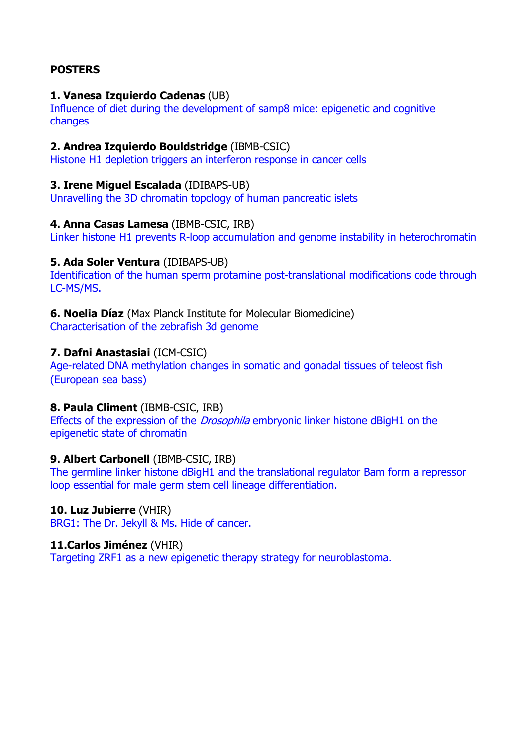**POSTERS**

**1. Vanesa Izquierdo Cadenas** (UB)
Influence of diet during the development of samp8 mice: epigenetic and cognitive changes

**2. Andrea Izquierdo Bouldstridge** (IBMB-CSIC)
Histone H1 depletion triggers an interferon response in cancer cells

**3. Irene Miguel Escalada** (IDIBAPS-UB)
Unravelling the 3D chromatin topology of human pancreatic islets

**4. Anna Casas Lamesa** (IBMB-CSIC, IRB)
Linker histone H1 prevents R-loop accumulation and genome instability in heterochromatin

**5. Ada Soler Ventura** (IDIBAPS-UB)
Identification of the human sperm protamine post-translational modifications code through LC-MS/MS.

**6. Noelia Díaz** (Max Planck Institute for Molecular Biomedicine)
Characterisation of the zebrafish 3d genome

**7. Dafni Anastasiai** (ICM-CSIC)
Age-related DNA methylation changes in somatic and gonadal tissues of teleost fish (European sea bass)

**8. Paula Climent** (IBMB-CSIC, IRB)
Effects of the expression of the *Drosophila* embryonic linker histone dBigH1 on the epigenetic state of chromatin

**9. Albert Carbonell** (IBMB-CSIC, IRB)
The germline linker histone dBigH1 and the translational regulator Bam form a repressor loop essential for male germ stem cell lineage differentiation.

**10. Luz Jubierre** (VHIR)
BRG1: The Dr. Jekyll & Ms. Hide of cancer.

**11.Carlos Jiménez** (VHIR)
Targeting ZRF1 as a new epigenetic therapy strategy for neuroblastoma.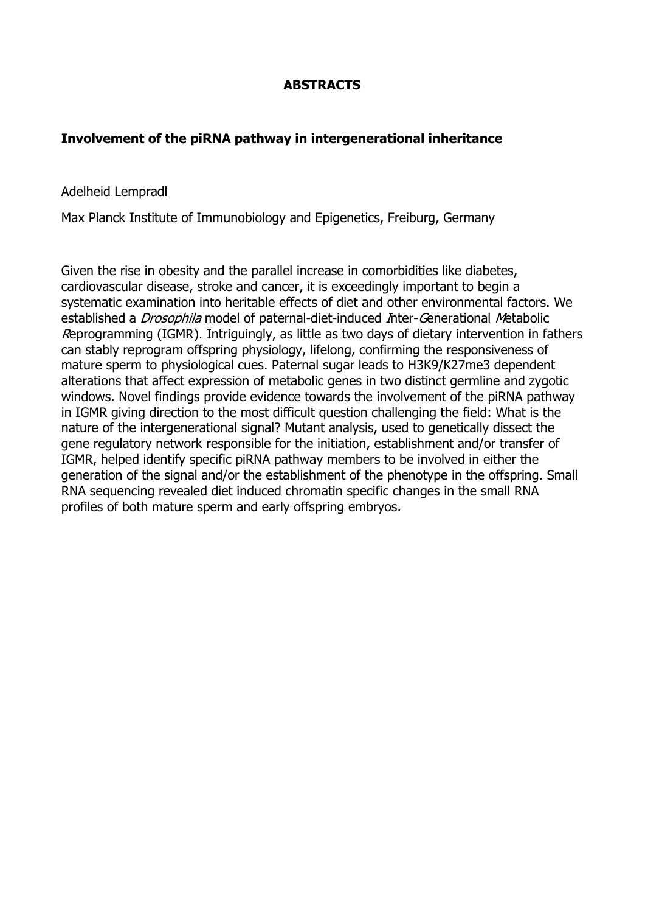**ABSTRACTS**

## Involvement of the piRNA pathway in intergenerational inheritance

Adelheid Lempradl

Max Planck Institute of Immunobiology and Epigenetics, Freiburg, Germany

Given the rise in obesity and the parallel increase in comorbidities like diabetes, cardiovascular disease, stroke and cancer, it is exceedingly important to begin a systematic examination into heritable effects of diet and other environmental factors. We established a *Drosophila* model of paternal-diet-induced *I*nter-*G*enerational *M*etabolic *R*eprogramming (IGMR). Intriguingly, as little as two days of dietary intervention in fathers can stably reprogram offspring physiology, lifelong, confirming the responsiveness of mature sperm to physiological cues. Paternal sugar leads to H3K9/K27me3 dependent alterations that affect expression of metabolic genes in two distinct germline and zygotic windows. Novel findings provide evidence towards the involvement of the piRNA pathway in IGMR giving direction to the most difficult question challenging the field: What is the nature of the intergenerational signal? Mutant analysis, used to genetically dissect the gene regulatory network responsible for the initiation, establishment and/or transfer of IGMR, helped identify specific piRNA pathway members to be involved in either the generation of the signal and/or the establishment of the phenotype in the offspring. Small RNA sequencing revealed diet induced chromatin specific changes in the small RNA profiles of both mature sperm and early offspring embryos.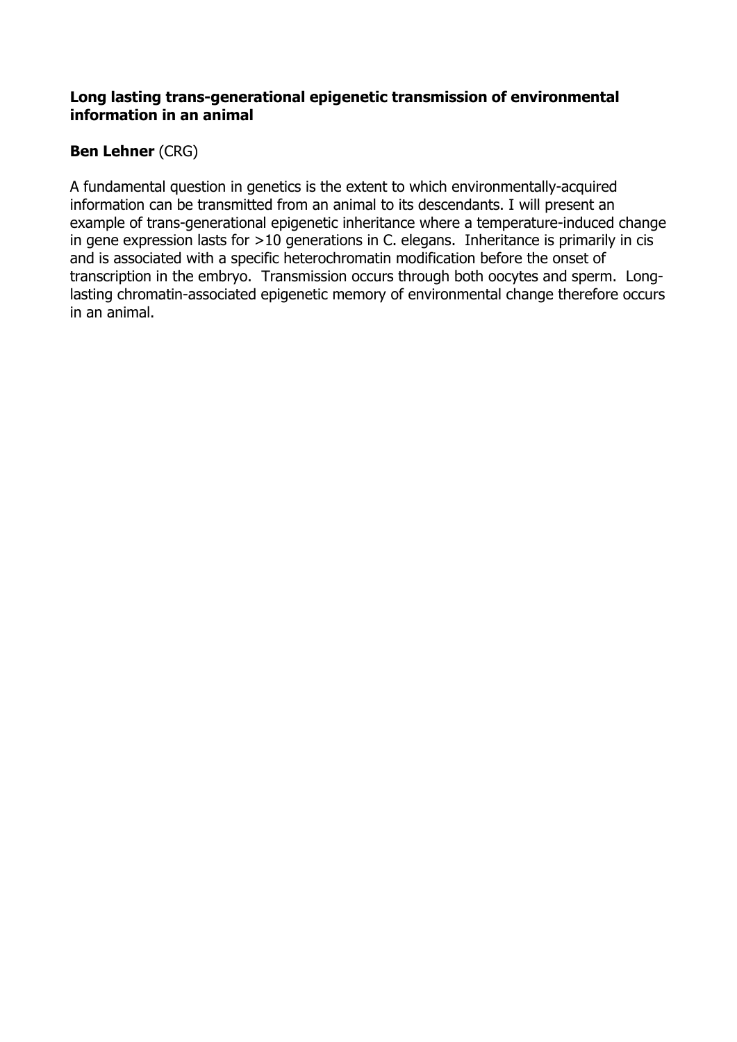**Long lasting trans-generational epigenetic transmission of environmental information in an animal**

**Ben Lehner** (CRG)

A fundamental question in genetics is the extent to which environmentally-acquired information can be transmitted from an animal to its descendants. I will present an example of trans-generational epigenetic inheritance where a temperature-induced change in gene expression lasts for >10 generations in C. elegans. Inheritance is primarily in cis and is associated with a specific heterochromatin modification before the onset of transcription in the embryo. Transmission occurs through both oocytes and sperm. Long-lasting chromatin-associated epigenetic memory of environmental change therefore occurs in an animal.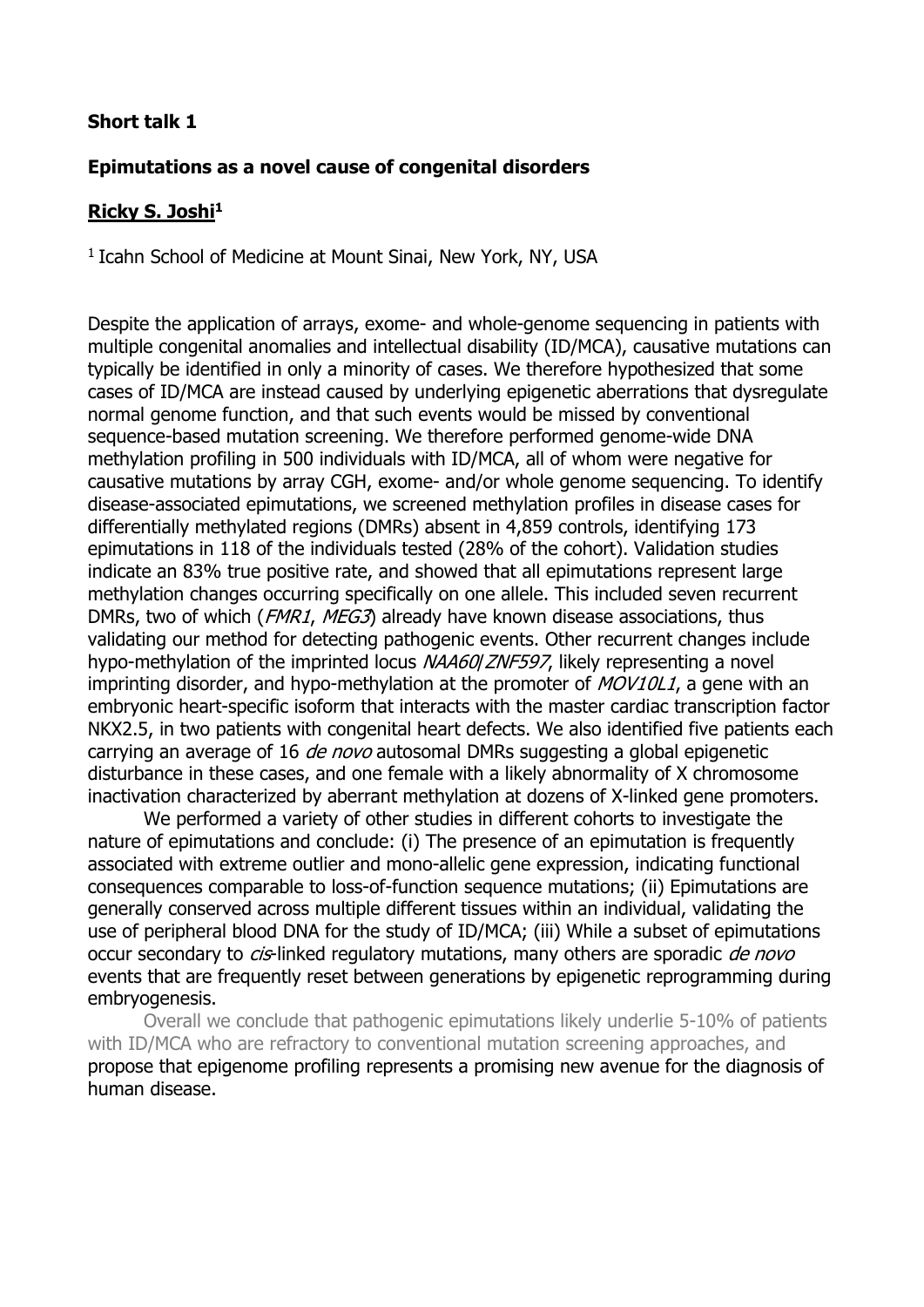**Short talk 1**

**Epimutations as a novel cause of congenital disorders**

**Ricky S. Joshi**[1]

[1] Icahn School of Medicine at Mount Sinai, New York, NY, USA

Despite the application of arrays, exome- and whole-genome sequencing in patients with multiple congenital anomalies and intellectual disability (ID/MCA), causative mutations can typically be identified in only a minority of cases. We therefore hypothesized that some cases of ID/MCA are instead caused by underlying epigenetic aberrations that dysregulate normal genome function, and that such events would be missed by conventional sequence-based mutation screening. We therefore performed genome-wide DNA methylation profiling in 500 individuals with ID/MCA, all of whom were negative for causative mutations by array CGH, exome- and/or whole genome sequencing. To identify disease-associated epimutations, we screened methylation profiles in disease cases for differentially methylated regions (DMRs) absent in 4,859 controls, identifying 173 epimutations in 118 of the individuals tested (28% of the cohort). Validation studies indicate an 83% true positive rate, and showed that all epimutations represent large methylation changes occurring specifically on one allele. This included seven recurrent DMRs, two of which (*FMR1*, *MEG3*) already have known disease associations, thus validating our method for detecting pathogenic events. Other recurrent changes include hypo-methylation of the imprinted locus *NAA60*|*ZNF597*, likely representing a novel imprinting disorder, and hypo-methylation at the promoter of *MOV10L1*, a gene with an embryonic heart-specific isoform that interacts with the master cardiac transcription factor NKX2.5, in two patients with congenital heart defects. We also identified five patients each carrying an average of 16 *de novo* autosomal DMRs suggesting a global epigenetic disturbance in these cases, and one female with a likely abnormality of X chromosome inactivation characterized by aberrant methylation at dozens of X-linked gene promoters.

We performed a variety of other studies in different cohorts to investigate the nature of epimutations and conclude: (i) The presence of an epimutation is frequently associated with extreme outlier and mono-allelic gene expression, indicating functional consequences comparable to loss-of-function sequence mutations; (ii) Epimutations are generally conserved across multiple different tissues within an individual, validating the use of peripheral blood DNA for the study of ID/MCA; (iii) While a subset of epimutations occur secondary to *cis*-linked regulatory mutations, many others are sporadic *de novo* events that are frequently reset between generations by epigenetic reprogramming during embryogenesis.

Overall we conclude that pathogenic epimutations likely underlie 5-10% of patients with ID/MCA who are refractory to conventional mutation screening approaches, and propose that epigenome profiling represents a promising new avenue for the diagnosis of human disease.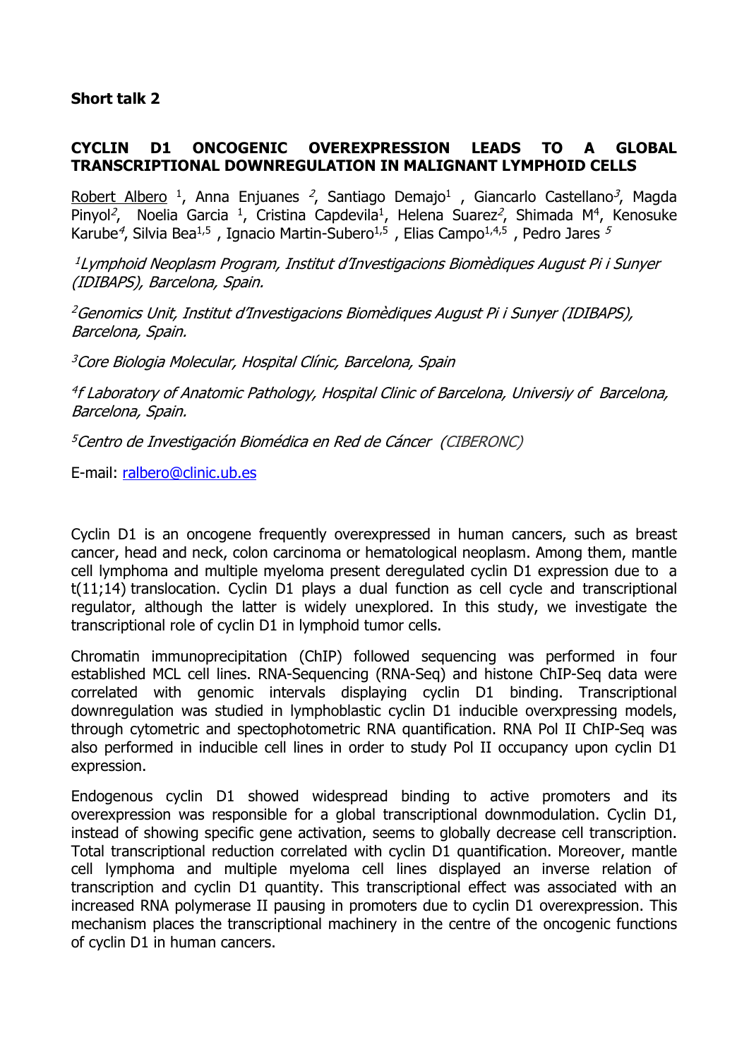**Short talk 2**

**CYCLIN D1 ONCOGENIC OVEREXPRESSION LEADS TO A GLOBAL TRANSCRIPTIONAL DOWNREGULATION IN MALIGNANT LYMPHOID CELLS**

Robert Albero [1], Anna Enjuanes [2], Santiago Demajo[1], Giancarlo Castellano[3], Magda Pinyol[2], Noelia Garcia [1], Cristina Capdevila[1], Helena Suarez[2], Shimada M[4], Kenosuke Karube[4], Silvia Bea[1,5], Ignacio Martin-Subero[1,5], Elias Campo[1,4,5], Pedro Jares [5]

*[1]Lymphoid Neoplasm Program, Institut d'Investigacions Biomèdiques August Pi i Sunyer (IDIBAPS), Barcelona, Spain.*

*[2]Genomics Unit, Institut d'Investigacions Biomèdiques August Pi i Sunyer (IDIBAPS), Barcelona, Spain.*

*[3]Core Biologia Molecular, Hospital Clínic, Barcelona, Spain*

*[4]f Laboratory of Anatomic Pathology, Hospital Clinic of Barcelona, Universiy of Barcelona, Barcelona, Spain.*

*[5]Centro de Investigación Biomédica en Red de Cáncer (CIBERONC)*

E-mail: ralbero@clinic.ub.es

Cyclin D1 is an oncogene frequently overexpressed in human cancers, such as breast cancer, head and neck, colon carcinoma or hematological neoplasm. Among them, mantle cell lymphoma and multiple myeloma present deregulated cyclin D1 expression due to a t(11;14) translocation. Cyclin D1 plays a dual function as cell cycle and transcriptional regulator, although the latter is widely unexplored. In this study, we investigate the transcriptional role of cyclin D1 in lymphoid tumor cells.

Chromatin immunoprecipitation (ChIP) followed sequencing was performed in four established MCL cell lines. RNA-Sequencing (RNA-Seq) and histone ChIP-Seq data were correlated with genomic intervals displaying cyclin D1 binding. Transcriptional downregulation was studied in lymphoblastic cyclin D1 inducible overxpressing models, through cytometric and spectophotometric RNA quantification. RNA Pol II ChIP-Seq was also performed in inducible cell lines in order to study Pol II occupancy upon cyclin D1 expression.

Endogenous cyclin D1 showed widespread binding to active promoters and its overexpression was responsible for a global transcriptional downmodulation. Cyclin D1, instead of showing specific gene activation, seems to globally decrease cell transcription. Total transcriptional reduction correlated with cyclin D1 quantification. Moreover, mantle cell lymphoma and multiple myeloma cell lines displayed an inverse relation of transcription and cyclin D1 quantity. This transcriptional effect was associated with an increased RNA polymerase II pausing in promoters due to cyclin D1 overexpression. This mechanism places the transcriptional machinery in the centre of the oncogenic functions of cyclin D1 in human cancers.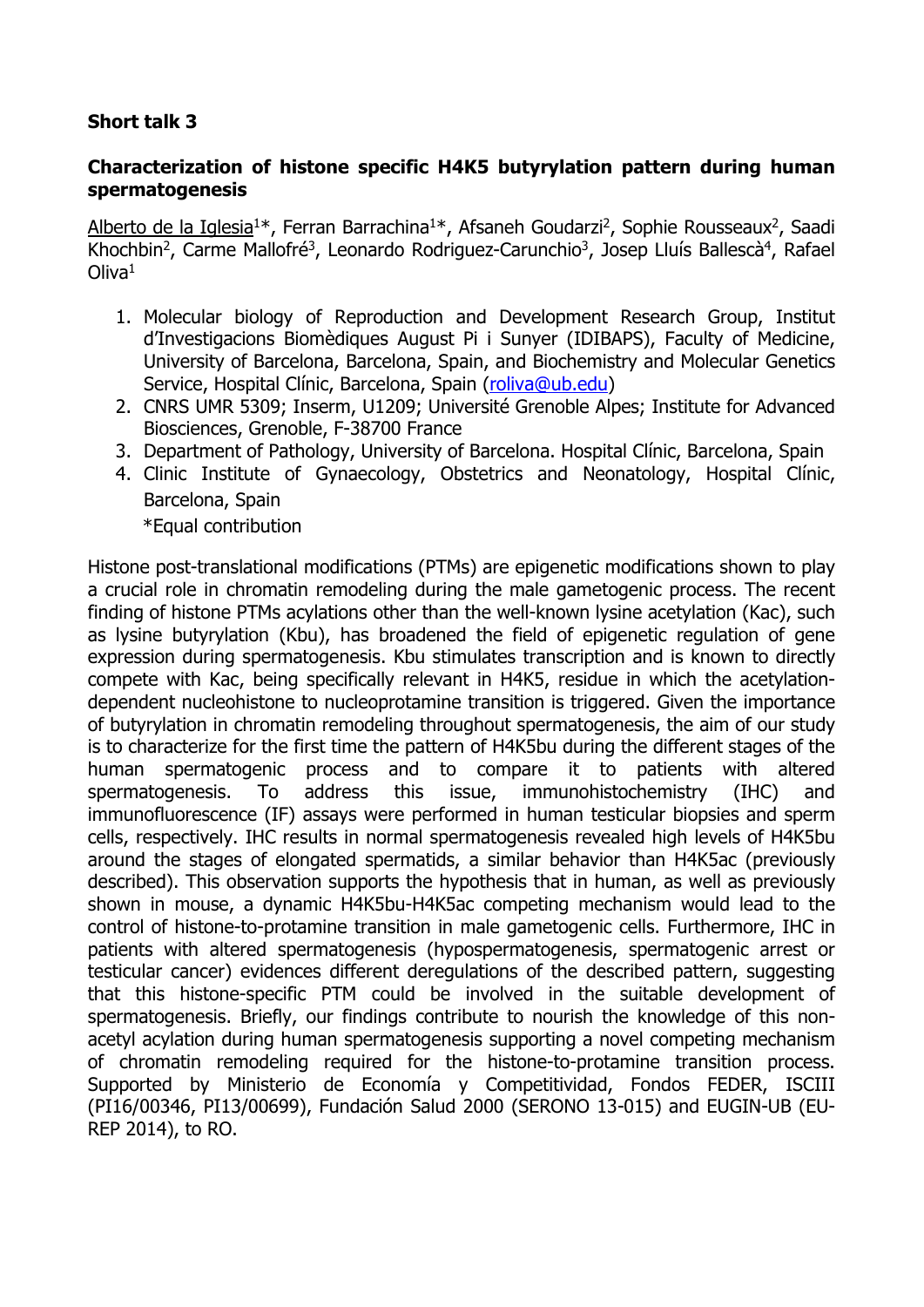**Short talk 3**

**Characterization of histone specific H4K5 butyrylation pattern during human spermatogenesis**

Alberto de la Iglesia[1]*, Ferran Barrachina[1]*, Afsaneh Goudarzi[2], Sophie Rousseaux[2], Saadi Khochbin[2], Carme Mallofré[3], Leonardo Rodriguez-Carunchio[3], Josep Lluís Ballescà[4], Rafael Oliva[1]

1. Molecular biology of Reproduction and Development Research Group, Institut d'Investigacions Biomèdiques August Pi i Sunyer (IDIBAPS), Faculty of Medicine, University of Barcelona, Barcelona, Spain, and Biochemistry and Molecular Genetics Service, Hospital Clínic, Barcelona, Spain (roliva@ub.edu)
2. CNRS UMR 5309; Inserm, U1209; Université Grenoble Alpes; Institute for Advanced Biosciences, Grenoble, F-38700 France
3. Department of Pathology, University of Barcelona. Hospital Clínic, Barcelona, Spain
4. Clinic Institute of Gynaecology, Obstetrics and Neonatology, Hospital Clínic, Barcelona, Spain

*Equal contribution

Histone post-translational modifications (PTMs) are epigenetic modifications shown to play a crucial role in chromatin remodeling during the male gametogenic process. The recent finding of histone PTMs acylations other than the well-known lysine acetylation (Kac), such as lysine butyrylation (Kbu), has broadened the field of epigenetic regulation of gene expression during spermatogenesis. Kbu stimulates transcription and is known to directly compete with Kac, being specifically relevant in H4K5, residue in which the acetylation-dependent nucleohistone to nucleoprotamine transition is triggered. Given the importance of butyrylation in chromatin remodeling throughout spermatogenesis, the aim of our study is to characterize for the first time the pattern of H4K5bu during the different stages of the human spermatogenic process and to compare it to patients with altered spermatogenesis. To address this issue, immunohistochemistry (IHC) and immunofluorescence (IF) assays were performed in human testicular biopsies and sperm cells, respectively. IHC results in normal spermatogenesis revealed high levels of H4K5bu around the stages of elongated spermatids, a similar behavior than H4K5ac (previously described). This observation supports the hypothesis that in human, as well as previously shown in mouse, a dynamic H4K5bu-H4K5ac competing mechanism would lead to the control of histone-to-protamine transition in male gametogenic cells. Furthermore, IHC in patients with altered spermatogenesis (hypospermatogenesis, spermatogenic arrest or testicular cancer) evidences different deregulations of the described pattern, suggesting that this histone-specific PTM could be involved in the suitable development of spermatogenesis. Briefly, our findings contribute to nourish the knowledge of this non-acetyl acylation during human spermatogenesis supporting a novel competing mechanism of chromatin remodeling required for the histone-to-protamine transition process. Supported by Ministerio de Economía y Competitividad, Fondos FEDER, ISCIII (PI16/00346, PI13/00699), Fundación Salud 2000 (SERONO 13-015) and EUGIN-UB (EU-REP 2014), to RO.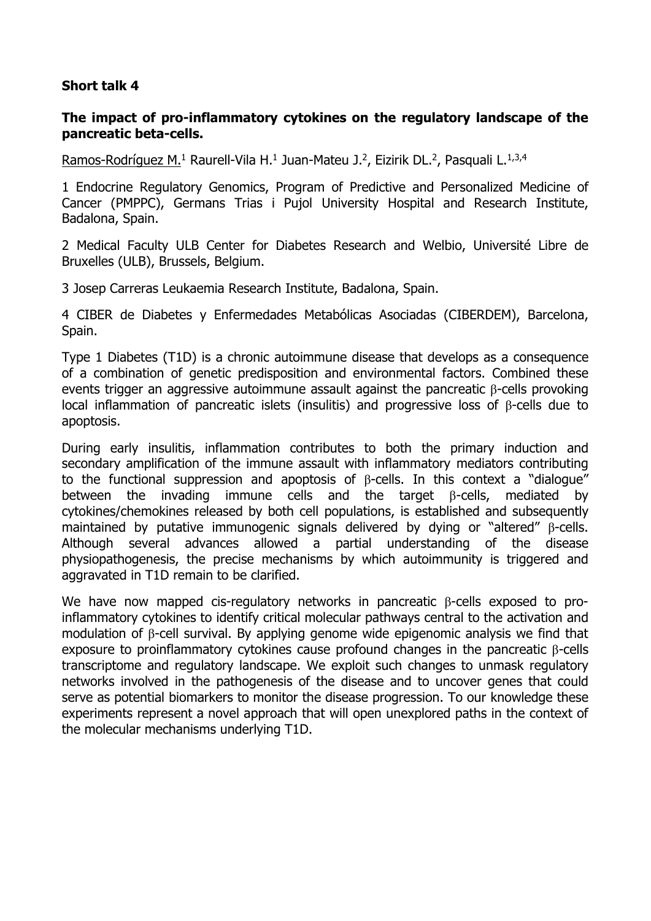**Short talk 4**

**The impact of pro-inflammatory cytokines on the regulatory landscape of the pancreatic beta-cells.**

<u>Ramos-Rodríguez M.</u>[1] Raurell-Vila H.[1] Juan-Mateu J.[2], Eizirik DL.[2], Pasquali L.[1,3,4]

1 Endocrine Regulatory Genomics, Program of Predictive and Personalized Medicine of Cancer (PMPPC), Germans Trias i Pujol University Hospital and Research Institute, Badalona, Spain.

2 Medical Faculty ULB Center for Diabetes Research and Welbio, Université Libre de Bruxelles (ULB), Brussels, Belgium.

3 Josep Carreras Leukaemia Research Institute, Badalona, Spain.

4 CIBER de Diabetes y Enfermedades Metabólicas Asociadas (CIBERDEM), Barcelona, Spain.

Type 1 Diabetes (T1D) is a chronic autoimmune disease that develops as a consequence of a combination of genetic predisposition and environmental factors. Combined these events trigger an aggressive autoimmune assault against the pancreatic β-cells provoking local inflammation of pancreatic islets (insulitis) and progressive loss of β-cells due to apoptosis.

During early insulitis, inflammation contributes to both the primary induction and secondary amplification of the immune assault with inflammatory mediators contributing to the functional suppression and apoptosis of β-cells. In this context a "dialogue" between the invading immune cells and the target β-cells, mediated by cytokines/chemokines released by both cell populations, is established and subsequently maintained by putative immunogenic signals delivered by dying or "altered" β-cells. Although several advances allowed a partial understanding of the disease physiopathogenesis, the precise mechanisms by which autoimmunity is triggered and aggravated in T1D remain to be clarified.

We have now mapped cis-regulatory networks in pancreatic β-cells exposed to pro-inflammatory cytokines to identify critical molecular pathways central to the activation and modulation of β-cell survival. By applying genome wide epigenomic analysis we find that exposure to proinflammatory cytokines cause profound changes in the pancreatic β-cells transcriptome and regulatory landscape. We exploit such changes to unmask regulatory networks involved in the pathogenesis of the disease and to uncover genes that could serve as potential biomarkers to monitor the disease progression. To our knowledge these experiments represent a novel approach that will open unexplored paths in the context of the molecular mechanisms underlying T1D.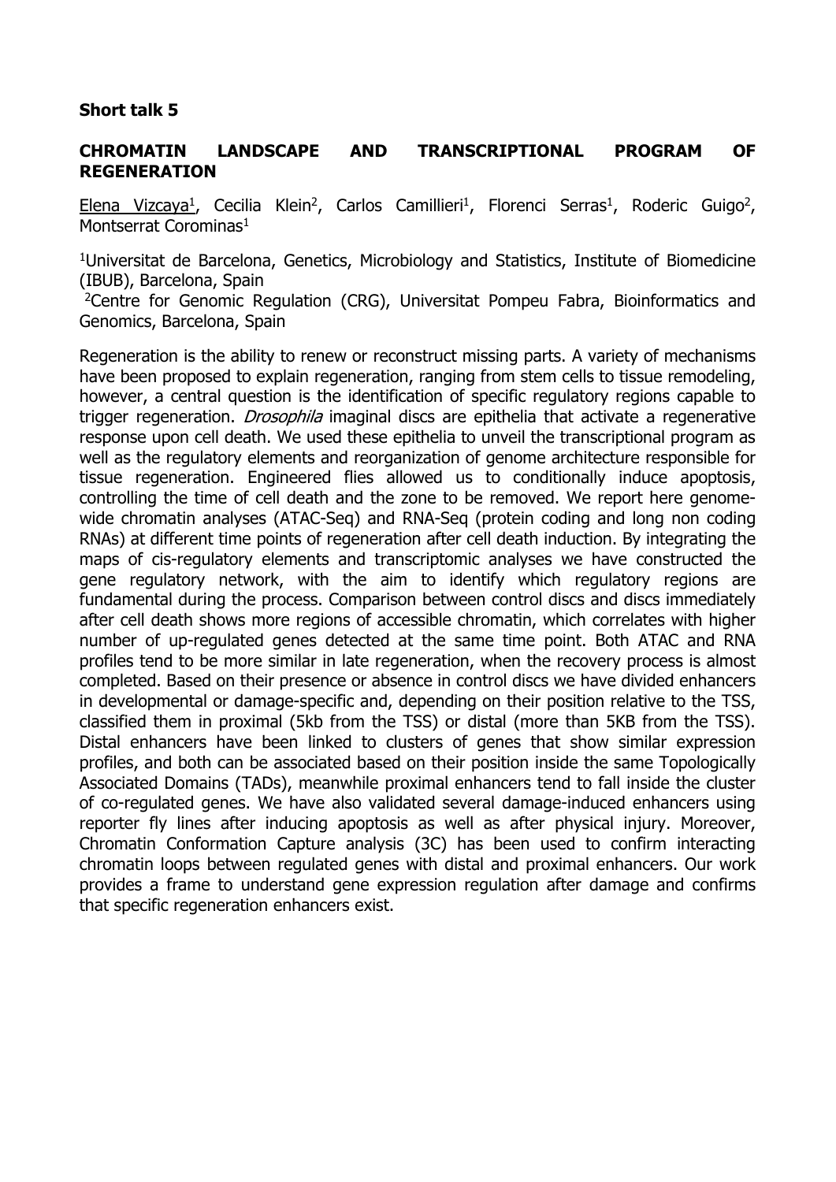**Short talk 5**

## CHROMATIN LANDSCAPE AND TRANSCRIPTIONAL PROGRAM OF REGENERATION

Elena Vizcaya[1], Cecilia Klein[2], Carlos Camillieri[1], Florenci Serras[1], Roderic Guigo[2], Montserrat Corominas[1]

[1]Universitat de Barcelona, Genetics, Microbiology and Statistics, Institute of Biomedicine (IBUB), Barcelona, Spain

[2]Centre for Genomic Regulation (CRG), Universitat Pompeu Fabra, Bioinformatics and Genomics, Barcelona, Spain

Regeneration is the ability to renew or reconstruct missing parts. A variety of mechanisms have been proposed to explain regeneration, ranging from stem cells to tissue remodeling, however, a central question is the identification of specific regulatory regions capable to trigger regeneration. *Drosophila* imaginal discs are epithelia that activate a regenerative response upon cell death. We used these epithelia to unveil the transcriptional program as well as the regulatory elements and reorganization of genome architecture responsible for tissue regeneration. Engineered flies allowed us to conditionally induce apoptosis, controlling the time of cell death and the zone to be removed. We report here genome-wide chromatin analyses (ATAC-Seq) and RNA-Seq (protein coding and long non coding RNAs) at different time points of regeneration after cell death induction. By integrating the maps of cis-regulatory elements and transcriptomic analyses we have constructed the gene regulatory network, with the aim to identify which regulatory regions are fundamental during the process. Comparison between control discs and discs immediately after cell death shows more regions of accessible chromatin, which correlates with higher number of up-regulated genes detected at the same time point. Both ATAC and RNA profiles tend to be more similar in late regeneration, when the recovery process is almost completed. Based on their presence or absence in control discs we have divided enhancers in developmental or damage-specific and, depending on their position relative to the TSS, classified them in proximal (5kb from the TSS) or distal (more than 5KB from the TSS). Distal enhancers have been linked to clusters of genes that show similar expression profiles, and both can be associated based on their position inside the same Topologically Associated Domains (TADs), meanwhile proximal enhancers tend to fall inside the cluster of co-regulated genes. We have also validated several damage-induced enhancers using reporter fly lines after inducing apoptosis as well as after physical injury. Moreover, Chromatin Conformation Capture analysis (3C) has been used to confirm interacting chromatin loops between regulated genes with distal and proximal enhancers. Our work provides a frame to understand gene expression regulation after damage and confirms that specific regeneration enhancers exist.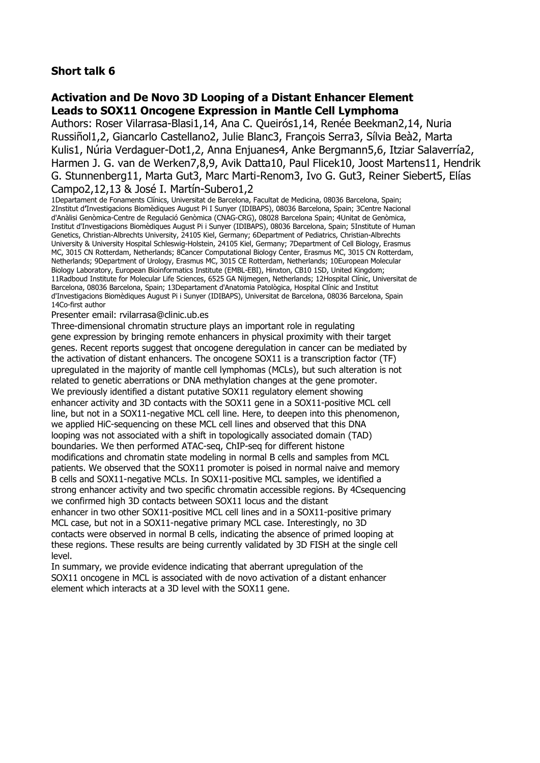## Short talk 6

### Activation and De Novo 3D Looping of a Distant Enhancer Element Leads to SOX11 Oncogene Expression in Mantle Cell Lymphoma

Authors: Roser Vilarrasa-Blasi[1,14], Ana C. Queirós[1,14], Renée Beekman[2,14], Nuria Russiñol[1,2], Giancarlo Castellano[2], Julie Blanc[3], François Serra[3], Sílvia Beà[2], Marta Kulis[1], Núria Verdaguer-Dot[1,2], Anna Enjuanes[4], Anke Bergmann[5,6], Itziar Salaverría[2], Harmen J. G. van de Werken[7,8,9], Avik Datta[10], Paul Flicek[10], Joost Martens[11], Hendrik G. Stunnenberg[11], Marta Gut[3], Marc Marti-Renom[3], Ivo G. Gut[3], Reiner Siebert[5], Elías Campo[2,12,13] & José I. Martín-Subero[1,2]

[1]Departament de Fonaments Clínics, Universitat de Barcelona, Facultat de Medicina, 08036 Barcelona, Spain; [2]Institut d'Investigacions Biomèdiques August Pi I Sunyer (IDIBAPS), 08036 Barcelona, Spain; [3]Centre Nacional d'Anàlisi Genòmica-Centre de Regulació Genòmica (CNAG-CRG), 08028 Barcelona Spain; [4]Unitat de Genòmica, Institut d'Investigacions Biomèdiques August Pi i Sunyer (IDIBAPS), 08036 Barcelona, Spain; [5]Institute of Human Genetics, Christian-Albrechts University, 24105 Kiel, Germany; [6]Department of Pediatrics, Christian-Albrechts University & University Hospital Schleswig-Holstein, 24105 Kiel, Germany; [7]Department of Cell Biology, Erasmus MC, 3015 CN Rotterdam, Netherlands; [8]Cancer Computational Biology Center, Erasmus MC, 3015 CN Rotterdam, Netherlands; [9]Department of Urology, Erasmus MC, 3015 CE Rotterdam, Netherlands; [10]European Molecular Biology Laboratory, European Bioinformatics Institute (EMBL-EBI), Hinxton, CB10 1SD, United Kingdom; [11]Radboud Institute for Molecular Life Sciences, 6525 GA Nijmegen, Netherlands; [12]Hospital Clínic, Universitat de Barcelona, 08036 Barcelona, Spain; [13]Departament d'Anatomia Patològica, Hospital Clínic and Institut d'Investigacions Biomèdiques August Pi i Sunyer (IDIBAPS), Universitat de Barcelona, 08036 Barcelona, Spain
[14]Co-first author

Presenter email: rvilarrasa@clinic.ub.es

Three-dimensional chromatin structure plays an important role in regulating gene expression by bringing remote enhancers in physical proximity with their target genes. Recent reports suggest that oncogene deregulation in cancer can be mediated by the activation of distant enhancers. The oncogene SOX11 is a transcription factor (TF) upregulated in the majority of mantle cell lymphomas (MCLs), but such alteration is not related to genetic aberrations or DNA methylation changes at the gene promoter. We previously identified a distant putative SOX11 regulatory element showing enhancer activity and 3D contacts with the SOX11 gene in a SOX11-positive MCL cell line, but not in a SOX11-negative MCL cell line. Here, to deepen into this phenomenon, we applied HiC-sequencing on these MCL cell lines and observed that this DNA looping was not associated with a shift in topologically associated domain (TAD) boundaries. We then performed ATAC-seq, ChIP-seq for different histone modifications and chromatin state modeling in normal B cells and samples from MCL patients. We observed that the SOX11 promoter is poised in normal naive and memory B cells and SOX11-negative MCLs. In SOX11-positive MCL samples, we identified a strong enhancer activity and two specific chromatin accessible regions. By 4Csequencing we confirmed high 3D contacts between SOX11 locus and the distant enhancer in two other SOX11-positive MCL cell lines and in a SOX11-positive primary MCL case, but not in a SOX11-negative primary MCL case. Interestingly, no 3D contacts were observed in normal B cells, indicating the absence of primed looping at these regions. These results are being currently validated by 3D FISH at the single cell level.

In summary, we provide evidence indicating that aberrant upregulation of the SOX11 oncogene in MCL is associated with de novo activation of a distant enhancer element which interacts at a 3D level with the SOX11 gene.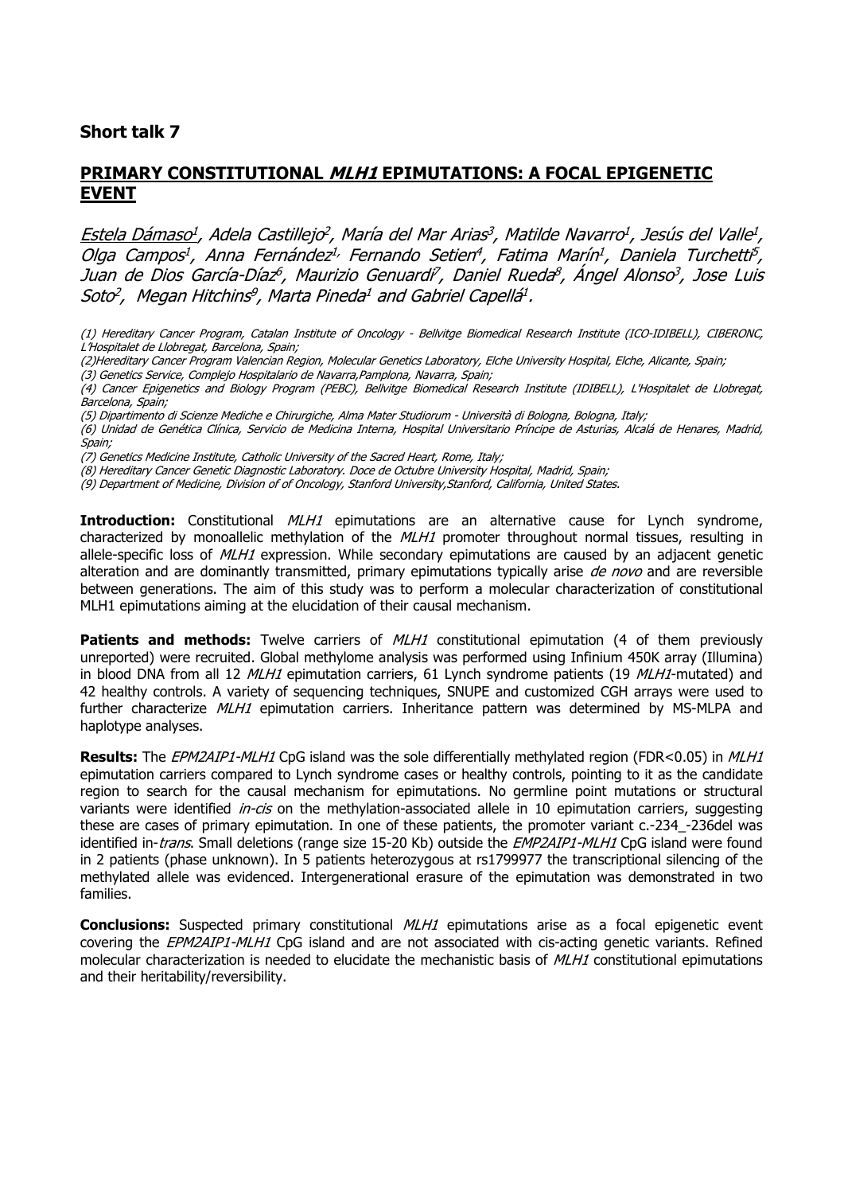## Short talk 7

## PRIMARY CONSTITUTIONAL *MLH1* EPIMUTATIONS: A FOCAL EPIGENETIC EVENT

*Estela Dámaso[1], Adela Castillejo[2], María del Mar Arias[3], Matilde Navarro[1], Jesús del Valle[1], Olga Campos[1], Anna Fernández[1], Fernando Setien[4], Fatima Marín[1], Daniela Turchetti[5], Juan de Dios García-Díaz[6], Maurizio Genuardi[7], Daniel Rueda[8], Ángel Alonso[3], Jose Luis Soto[2], Megan Hitchins[9], Marta Pineda[1] and Gabriel Capellá[1].*

*(1) Hereditary Cancer Program, Catalan Institute of Oncology - Bellvitge Biomedical Research Institute (ICO-IDIBELL), CIBERONC, L'Hospitalet de Llobregat, Barcelona, Spain;*

*(2)Hereditary Cancer Program Valencian Region, Molecular Genetics Laboratory, Elche University Hospital, Elche, Alicante, Spain;*

*(3) Genetics Service, Complejo Hospitalario de Navarra,Pamplona, Navarra, Spain;*

*(4) Cancer Epigenetics and Biology Program (PEBC), Bellvitge Biomedical Research Institute (IDIBELL), L'Hospitalet de Llobregat, Barcelona, Spain;*

*(5) Dipartimento di Scienze Mediche e Chirurgiche, Alma Mater Studiorum - Università di Bologna, Bologna, Italy;*

*(6) Unidad de Genética Clínica, Servicio de Medicina Interna, Hospital Universitario Príncipe de Asturias, Alcalá de Henares, Madrid, Spain;*

*(7) Genetics Medicine Institute, Catholic University of the Sacred Heart, Rome, Italy;*

*(8) Hereditary Cancer Genetic Diagnostic Laboratory. Doce de Octubre University Hospital, Madrid, Spain;*

*(9) Department of Medicine, Division of of Oncology, Stanford University,Stanford, California, United States.*

**Introduction:** Constitutional *MLH1* epimutations are an alternative cause for Lynch syndrome, characterized by monoallelic methylation of the *MLH1* promoter throughout normal tissues, resulting in allele-specific loss of *MLH1* expression. While secondary epimutations are caused by an adjacent genetic alteration and are dominantly transmitted, primary epimutations typically arise *de novo* and are reversible between generations. The aim of this study was to perform a molecular characterization of constitutional MLH1 epimutations aiming at the elucidation of their causal mechanism.

**Patients and methods:** Twelve carriers of *MLH1* constitutional epimutation (4 of them previously unreported) were recruited. Global methylome analysis was performed using Infinium 450K array (Illumina) in blood DNA from all 12 *MLH1* epimutation carriers, 61 Lynch syndrome patients (19 *MLH1*-mutated) and 42 healthy controls. A variety of sequencing techniques, SNUPE and customized CGH arrays were used to further characterize *MLH1* epimutation carriers. Inheritance pattern was determined by MS-MLPA and haplotype analyses.

**Results:** The *EPM2AIP1-MLH1* CpG island was the sole differentially methylated region (FDR<0.05) in *MLH1* epimutation carriers compared to Lynch syndrome cases or healthy controls, pointing to it as the candidate region to search for the causal mechanism for epimutations. No germline point mutations or structural variants were identified *in-cis* on the methylation-associated allele in 10 epimutation carriers, suggesting these are cases of primary epimutation. In one of these patients, the promoter variant c.-234_-236del was identified in-*trans*. Small deletions (range size 15-20 Kb) outside the *EMP2AIP1-MLH1* CpG island were found in 2 patients (phase unknown). In 5 patients heterozygous at rs1799977 the transcriptional silencing of the methylated allele was evidenced. Intergenerational erasure of the epimutation was demonstrated in two families.

**Conclusions:** Suspected primary constitutional *MLH1* epimutations arise as a focal epigenetic event covering the *EPM2AIP1-MLH1* CpG island and are not associated with cis-acting genetic variants. Refined molecular characterization is needed to elucidate the mechanistic basis of *MLH1* constitutional epimutations and their heritability/reversibility.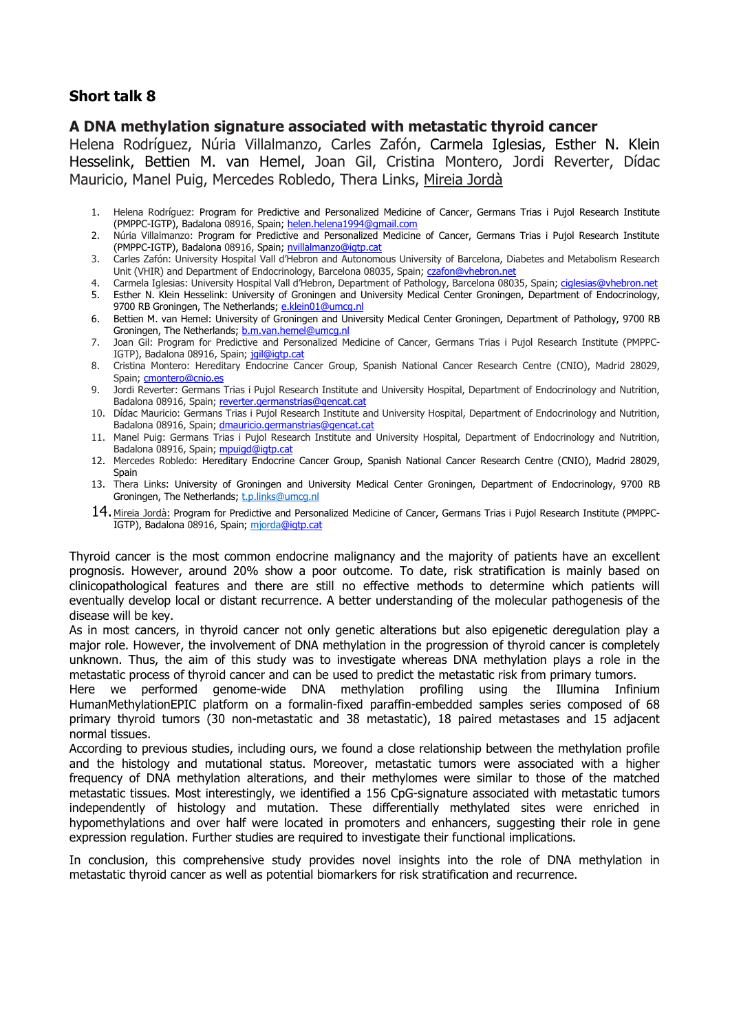## Short talk 8

### A DNA methylation signature associated with metastatic thyroid cancer

Helena Rodríguez, Núria Villalmanzo, Carles Zafón, Carmela Iglesias, Esther N. Klein Hesselink, Bettien M. van Hemel, Joan Gil, Cristina Montero, Jordi Reverter, Dídac Mauricio, Manel Puig, Mercedes Robledo, Thera Links, Mireia Jordà

1. Helena Rodríguez: Program for Predictive and Personalized Medicine of Cancer, Germans Trias i Pujol Research Institute (PMPPC-IGTP), Badalona 08916, Spain; helen.helena1994@gmail.com
2. Núria Villalmanzo: Program for Predictive and Personalized Medicine of Cancer, Germans Trias i Pujol Research Institute (PMPPC-IGTP), Badalona 08916, Spain; nvillalmanzo@igtp.cat
3. Carles Zafón: University Hospital Vall d'Hebron and Autonomous University of Barcelona, Diabetes and Metabolism Research Unit (VHIR) and Department of Endocrinology, Barcelona 08035, Spain; czafon@vhebron.net
4. Carmela Iglesias: University Hospital Vall d'Hebron, Department of Pathology, Barcelona 08035, Spain; ciglesias@vhebron.net
5. Esther N. Klein Hesselink: University of Groningen and University Medical Center Groningen, Department of Endocrinology, 9700 RB Groningen, The Netherlands; e.klein01@umcg.nl
6. Bettien M. van Hemel: University of Groningen and University Medical Center Groningen, Department of Pathology, 9700 RB Groningen, The Netherlands; b.m.van.hemel@umcg.nl
7. Joan Gil: Program for Predictive and Personalized Medicine of Cancer, Germans Trias i Pujol Research Institute (PMPPC-IGTP), Badalona 08916, Spain; jgil@igtp.cat
8. Cristina Montero: Hereditary Endocrine Cancer Group, Spanish National Cancer Research Centre (CNIO), Madrid 28029, Spain; cmontero@cnio.es
9. Jordi Reverter: Germans Trias i Pujol Research Institute and University Hospital, Department of Endocrinology and Nutrition, Badalona 08916, Spain; reverter.germanstrias@gencat.cat
10. Dídac Mauricio: Germans Trias i Pujol Research Institute and University Hospital, Department of Endocrinology and Nutrition, Badalona 08916, Spain; dmauricio.germanstrias@gencat.cat
11. Manel Puig: Germans Trias i Pujol Research Institute and University Hospital, Department of Endocrinology and Nutrition, Badalona 08916, Spain; mpuigd@igtp.cat
12. Mercedes Robledo: Hereditary Endocrine Cancer Group, Spanish National Cancer Research Centre (CNIO), Madrid 28029, Spain
13. Thera Links: University of Groningen and University Medical Center Groningen, Department of Endocrinology, 9700 RB Groningen, The Netherlands; t.p.links@umcg.nl
14. Mireia Jordà: Program for Predictive and Personalized Medicine of Cancer, Germans Trias i Pujol Research Institute (PMPPC-IGTP), Badalona 08916, Spain; mjorda@igtp.cat

Thyroid cancer is the most common endocrine malignancy and the majority of patients have an excellent prognosis. However, around 20% show a poor outcome. To date, risk stratification is mainly based on clinicopathological features and there are still no effective methods to determine which patients will eventually develop local or distant recurrence. A better understanding of the molecular pathogenesis of the disease will be key.

As in most cancers, in thyroid cancer not only genetic alterations but also epigenetic deregulation play a major role. However, the involvement of DNA methylation in the progression of thyroid cancer is completely unknown. Thus, the aim of this study was to investigate whereas DNA methylation plays a role in the metastatic process of thyroid cancer and can be used to predict the metastatic risk from primary tumors.

Here we performed genome-wide DNA methylation profiling using the Illumina Infinium HumanMethylationEPIC platform on a formalin-fixed paraffin-embedded samples series composed of 68 primary thyroid tumors (30 non-metastatic and 38 metastatic), 18 paired metastases and 15 adjacent normal tissues.

According to previous studies, including ours, we found a close relationship between the methylation profile and the histology and mutational status. Moreover, metastatic tumors were associated with a higher frequency of DNA methylation alterations, and their methylomes were similar to those of the matched metastatic tissues. Most interestingly, we identified a 156 CpG-signature associated with metastatic tumors independently of histology and mutation. These differentially methylated sites were enriched in hypomethylations and over half were located in promoters and enhancers, suggesting their role in gene expression regulation. Further studies are required to investigate their functional implications.

In conclusion, this comprehensive study provides novel insights into the role of DNA methylation in metastatic thyroid cancer as well as potential biomarkers for risk stratification and recurrence.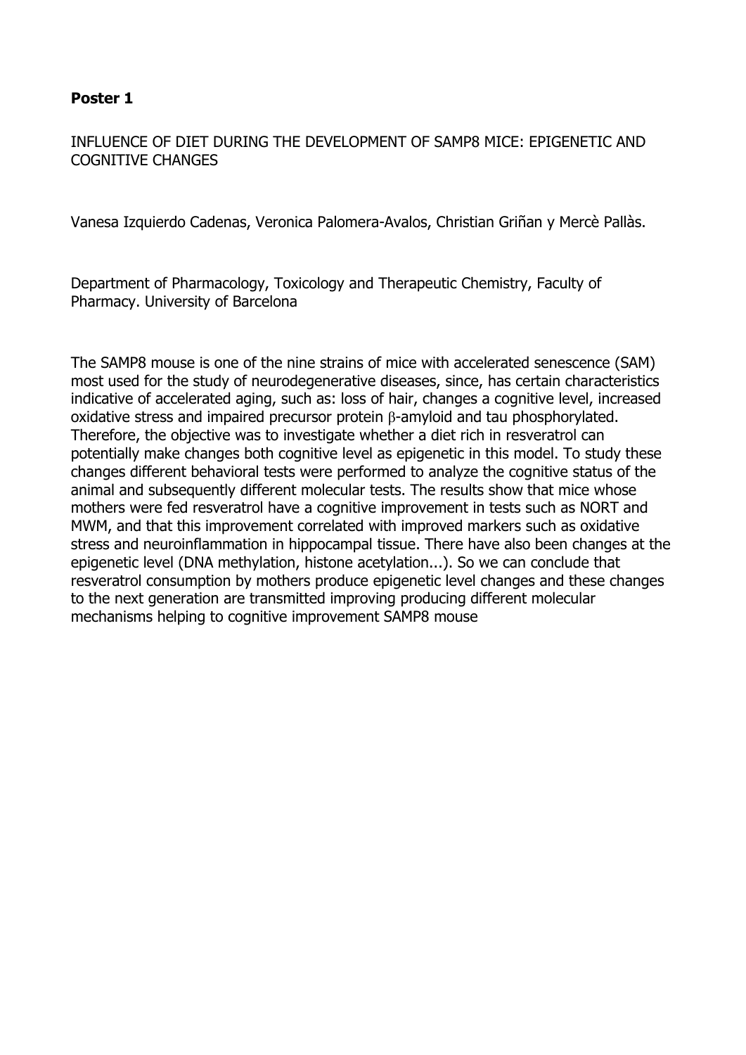**Poster 1**

INFLUENCE OF DIET DURING THE DEVELOPMENT OF SAMP8 MICE: EPIGENETIC AND COGNITIVE CHANGES

Vanesa Izquierdo Cadenas, Veronica Palomera-Avalos, Christian Griñan y Mercè Pallàs.

Department of Pharmacology, Toxicology and Therapeutic Chemistry, Faculty of Pharmacy. University of Barcelona

The SAMP8 mouse is one of the nine strains of mice with accelerated senescence (SAM) most used for the study of neurodegenerative diseases, since, has certain characteristics indicative of accelerated aging, such as: loss of hair, changes a cognitive level, increased oxidative stress and impaired precursor protein β-amyloid and tau phosphorylated. Therefore, the objective was to investigate whether a diet rich in resveratrol can potentially make changes both cognitive level as epigenetic in this model. To study these changes different behavioral tests were performed to analyze the cognitive status of the animal and subsequently different molecular tests. The results show that mice whose mothers were fed resveratrol have a cognitive improvement in tests such as NORT and MWM, and that this improvement correlated with improved markers such as oxidative stress and neuroinflammation in hippocampal tissue. There have also been changes at the epigenetic level (DNA methylation, histone acetylation...). So we can conclude that resveratrol consumption by mothers produce epigenetic level changes and these changes to the next generation are transmitted improving producing different molecular mechanisms helping to cognitive improvement SAMP8 mouse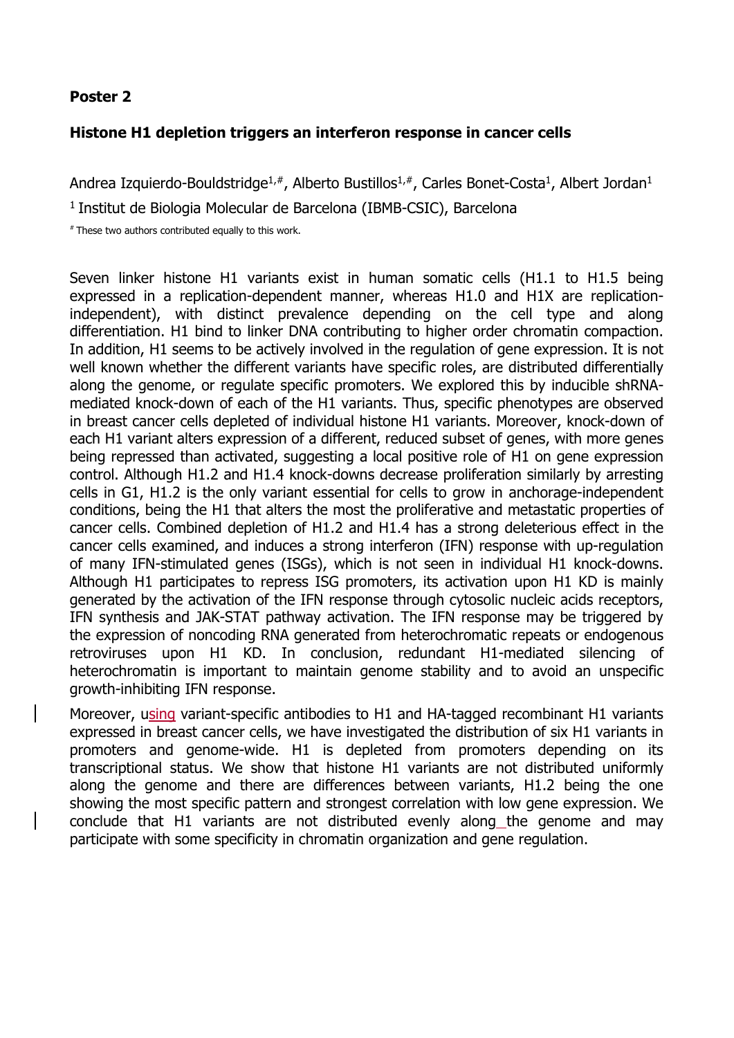**Poster 2**

**Histone H1 depletion triggers an interferon response in cancer cells**

Andrea Izquierdo-Bouldstridge[1,#], Alberto Bustillos[1,#], Carles Bonet-Costa[1], Albert Jordan[1]

[1] Institut de Biologia Molecular de Barcelona (IBMB-CSIC), Barcelona

[#] These two authors contributed equally to this work.

Seven linker histone H1 variants exist in human somatic cells (H1.1 to H1.5 being expressed in a replication-dependent manner, whereas H1.0 and H1X are replication-independent), with distinct prevalence depending on the cell type and along differentiation. H1 bind to linker DNA contributing to higher order chromatin compaction. In addition, H1 seems to be actively involved in the regulation of gene expression. It is not well known whether the different variants have specific roles, are distributed differentially along the genome, or regulate specific promoters. We explored this by inducible shRNA-mediated knock-down of each of the H1 variants. Thus, specific phenotypes are observed in breast cancer cells depleted of individual histone H1 variants. Moreover, knock-down of each H1 variant alters expression of a different, reduced subset of genes, with more genes being repressed than activated, suggesting a local positive role of H1 on gene expression control. Although H1.2 and H1.4 knock-downs decrease proliferation similarly by arresting cells in G1, H1.2 is the only variant essential for cells to grow in anchorage-independent conditions, being the H1 that alters the most the proliferative and metastatic properties of cancer cells. Combined depletion of H1.2 and H1.4 has a strong deleterious effect in the cancer cells examined, and induces a strong interferon (IFN) response with up-regulation of many IFN-stimulated genes (ISGs), which is not seen in individual H1 knock-downs. Although H1 participates to repress ISG promoters, its activation upon H1 KD is mainly generated by the activation of the IFN response through cytosolic nucleic acids receptors, IFN synthesis and JAK-STAT pathway activation. The IFN response may be triggered by the expression of noncoding RNA generated from heterochromatic repeats or endogenous retroviruses upon H1 KD. In conclusion, redundant H1-mediated silencing of heterochromatin is important to maintain genome stability and to avoid an unspecific growth-inhibiting IFN response.

Moreover, using variant-specific antibodies to H1 and HA-tagged recombinant H1 variants expressed in breast cancer cells, we have investigated the distribution of six H1 variants in promoters and genome-wide. H1 is depleted from promoters depending on its transcriptional status. We show that histone H1 variants are not distributed uniformly along the genome and there are differences between variants, H1.2 being the one showing the most specific pattern and strongest correlation with low gene expression. We conclude that H1 variants are not distributed evenly along the genome and may participate with some specificity in chromatin organization and gene regulation.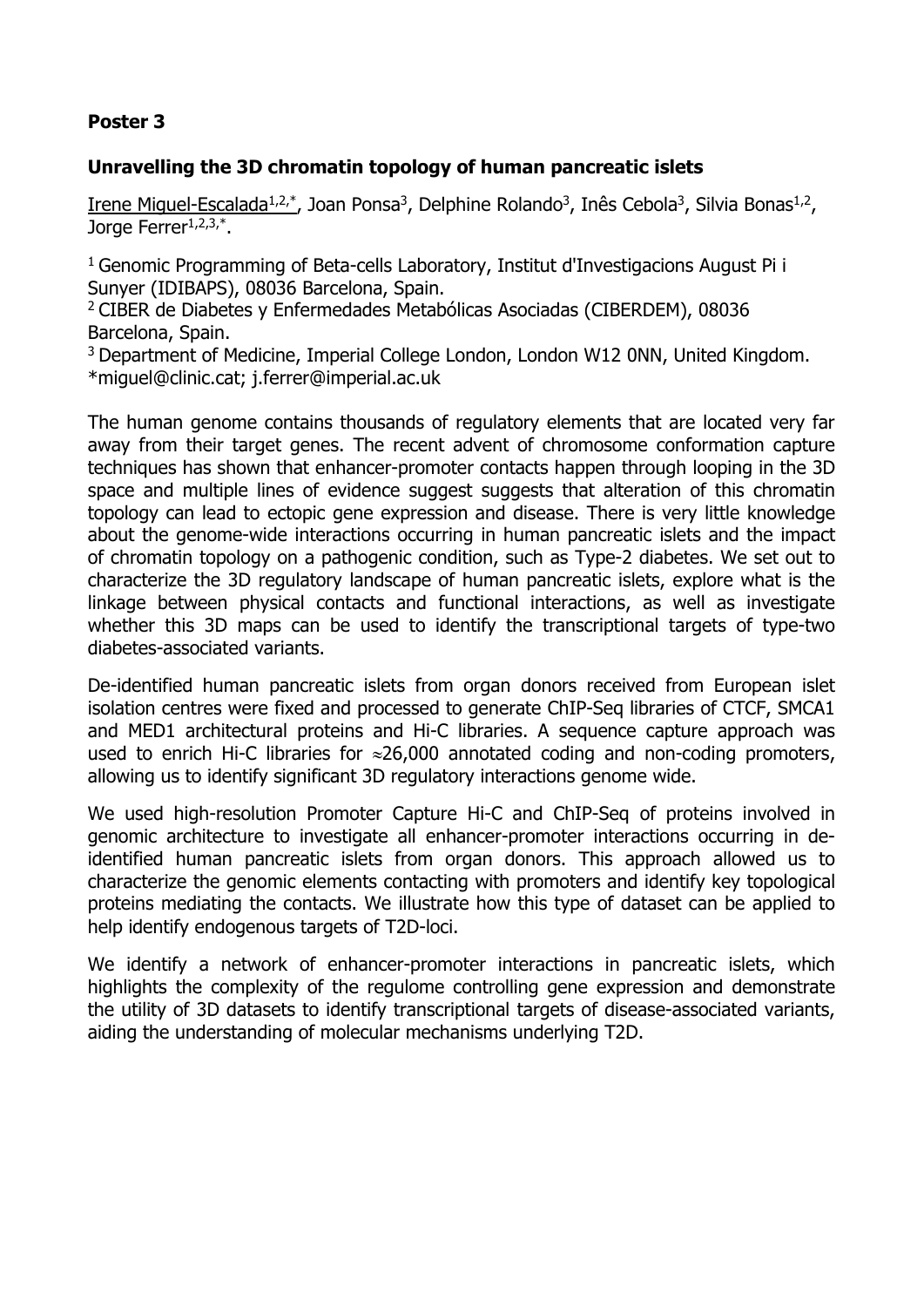**Poster 3**

**Unravelling the 3D chromatin topology of human pancreatic islets**

Irene Miguel-Escalada[1,2,*], Joan Ponsa[3], Delphine Rolando[3], Inês Cebola[3], Silvia Bonas[1,2], Jorge Ferrer[1,2,3,*].

[1] Genomic Programming of Beta-cells Laboratory, Institut d'Investigacions August Pi i Sunyer (IDIBAPS), 08036 Barcelona, Spain.
[2] CIBER de Diabetes y Enfermedades Metabólicas Asociadas (CIBERDEM), 08036 Barcelona, Spain.
[3] Department of Medicine, Imperial College London, London W12 0NN, United Kingdom.
*miguel@clinic.cat; j.ferrer@imperial.ac.uk

The human genome contains thousands of regulatory elements that are located very far away from their target genes. The recent advent of chromosome conformation capture techniques has shown that enhancer-promoter contacts happen through looping in the 3D space and multiple lines of evidence suggest suggests that alteration of this chromatin topology can lead to ectopic gene expression and disease. There is very little knowledge about the genome-wide interactions occurring in human pancreatic islets and the impact of chromatin topology on a pathogenic condition, such as Type-2 diabetes. We set out to characterize the 3D regulatory landscape of human pancreatic islets, explore what is the linkage between physical contacts and functional interactions, as well as investigate whether this 3D maps can be used to identify the transcriptional targets of type-two diabetes-associated variants.

De-identified human pancreatic islets from organ donors received from European islet isolation centres were fixed and processed to generate ChIP-Seq libraries of CTCF, SMCA1 and MED1 architectural proteins and Hi-C libraries. A sequence capture approach was used to enrich Hi-C libraries for ≈26,000 annotated coding and non-coding promoters, allowing us to identify significant 3D regulatory interactions genome wide.

We used high-resolution Promoter Capture Hi-C and ChIP-Seq of proteins involved in genomic architecture to investigate all enhancer-promoter interactions occurring in de-identified human pancreatic islets from organ donors. This approach allowed us to characterize the genomic elements contacting with promoters and identify key topological proteins mediating the contacts. We illustrate how this type of dataset can be applied to help identify endogenous targets of T2D-loci.

We identify a network of enhancer-promoter interactions in pancreatic islets, which highlights the complexity of the regulome controlling gene expression and demonstrate the utility of 3D datasets to identify transcriptional targets of disease-associated variants, aiding the understanding of molecular mechanisms underlying T2D.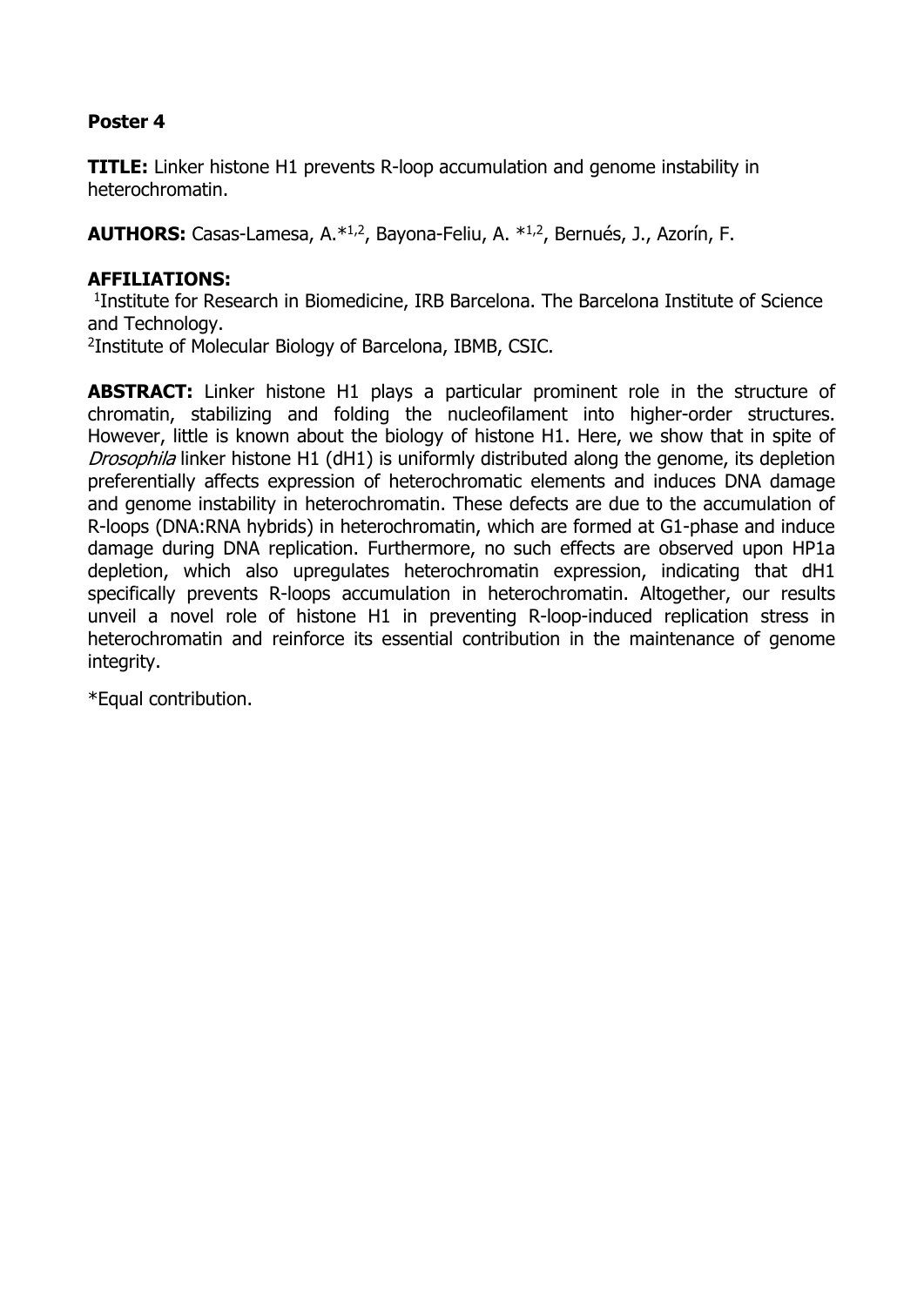**Poster 4**

**TITLE:** Linker histone H1 prevents R-loop accumulation and genome instability in heterochromatin.

**AUTHORS:** Casas-Lamesa, A.*[1,2], Bayona-Feliu, A. *[1,2], Bernués, J., Azorín, F.

**AFFILIATIONS:**

[1]Institute for Research in Biomedicine, IRB Barcelona. The Barcelona Institute of Science and Technology.

[2]Institute of Molecular Biology of Barcelona, IBMB, CSIC.

**ABSTRACT:** Linker histone H1 plays a particular prominent role in the structure of chromatin, stabilizing and folding the nucleofilament into higher-order structures. However, little is known about the biology of histone H1. Here, we show that in spite of *Drosophila* linker histone H1 (dH1) is uniformly distributed along the genome, its depletion preferentially affects expression of heterochromatic elements and induces DNA damage and genome instability in heterochromatin. These defects are due to the accumulation of R-loops (DNA:RNA hybrids) in heterochromatin, which are formed at G1-phase and induce damage during DNA replication. Furthermore, no such effects are observed upon HP1a depletion, which also upregulates heterochromatin expression, indicating that dH1 specifically prevents R-loops accumulation in heterochromatin. Altogether, our results unveil a novel role of histone H1 in preventing R-loop-induced replication stress in heterochromatin and reinforce its essential contribution in the maintenance of genome integrity.

*Equal contribution.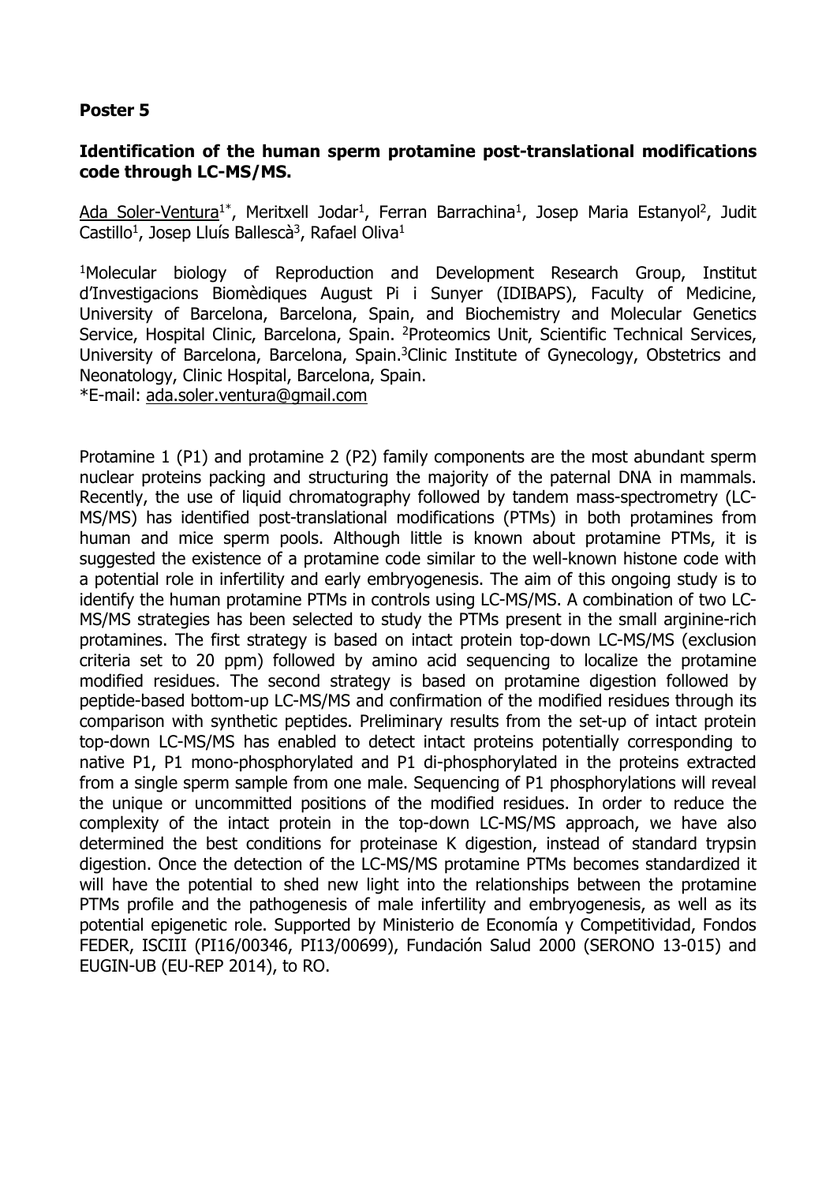**Poster 5**

**Identification of the human sperm protamine post-translational modifications code through LC-MS/MS.**

Ada Soler-Ventura[1*], Meritxell Jodar[1], Ferran Barrachina[1], Josep Maria Estanyol[2], Judit Castillo[1], Josep Lluís Ballescà[3], Rafael Oliva[1]

[1]Molecular biology of Reproduction and Development Research Group, Institut d'Investigacions Biomèdiques August Pi i Sunyer (IDIBAPS), Faculty of Medicine, University of Barcelona, Barcelona, Spain, and Biochemistry and Molecular Genetics Service, Hospital Clinic, Barcelona, Spain. [2]Proteomics Unit, Scientific Technical Services, University of Barcelona, Barcelona, Spain.[3]Clinic Institute of Gynecology, Obstetrics and Neonatology, Clinic Hospital, Barcelona, Spain.
*E-mail: ada.soler.ventura@gmail.com

Protamine 1 (P1) and protamine 2 (P2) family components are the most abundant sperm nuclear proteins packing and structuring the majority of the paternal DNA in mammals. Recently, the use of liquid chromatography followed by tandem mass-spectrometry (LC-MS/MS) has identified post-translational modifications (PTMs) in both protamines from human and mice sperm pools. Although little is known about protamine PTMs, it is suggested the existence of a protamine code similar to the well-known histone code with a potential role in infertility and early embryogenesis. The aim of this ongoing study is to identify the human protamine PTMs in controls using LC-MS/MS. A combination of two LC-MS/MS strategies has been selected to study the PTMs present in the small arginine-rich protamines. The first strategy is based on intact protein top-down LC-MS/MS (exclusion criteria set to 20 ppm) followed by amino acid sequencing to localize the protamine modified residues. The second strategy is based on protamine digestion followed by peptide-based bottom-up LC-MS/MS and confirmation of the modified residues through its comparison with synthetic peptides. Preliminary results from the set-up of intact protein top-down LC-MS/MS has enabled to detect intact proteins potentially corresponding to native P1, P1 mono-phosphorylated and P1 di-phosphorylated in the proteins extracted from a single sperm sample from one male. Sequencing of P1 phosphorylations will reveal the unique or uncommitted positions of the modified residues. In order to reduce the complexity of the intact protein in the top-down LC-MS/MS approach, we have also determined the best conditions for proteinase K digestion, instead of standard trypsin digestion. Once the detection of the LC-MS/MS protamine PTMs becomes standardized it will have the potential to shed new light into the relationships between the protamine PTMs profile and the pathogenesis of male infertility and embryogenesis, as well as its potential epigenetic role. Supported by Ministerio de Economía y Competitividad, Fondos FEDER, ISCIII (PI16/00346, PI13/00699), Fundación Salud 2000 (SERONO 13-015) and EUGIN-UB (EU-REP 2014), to RO.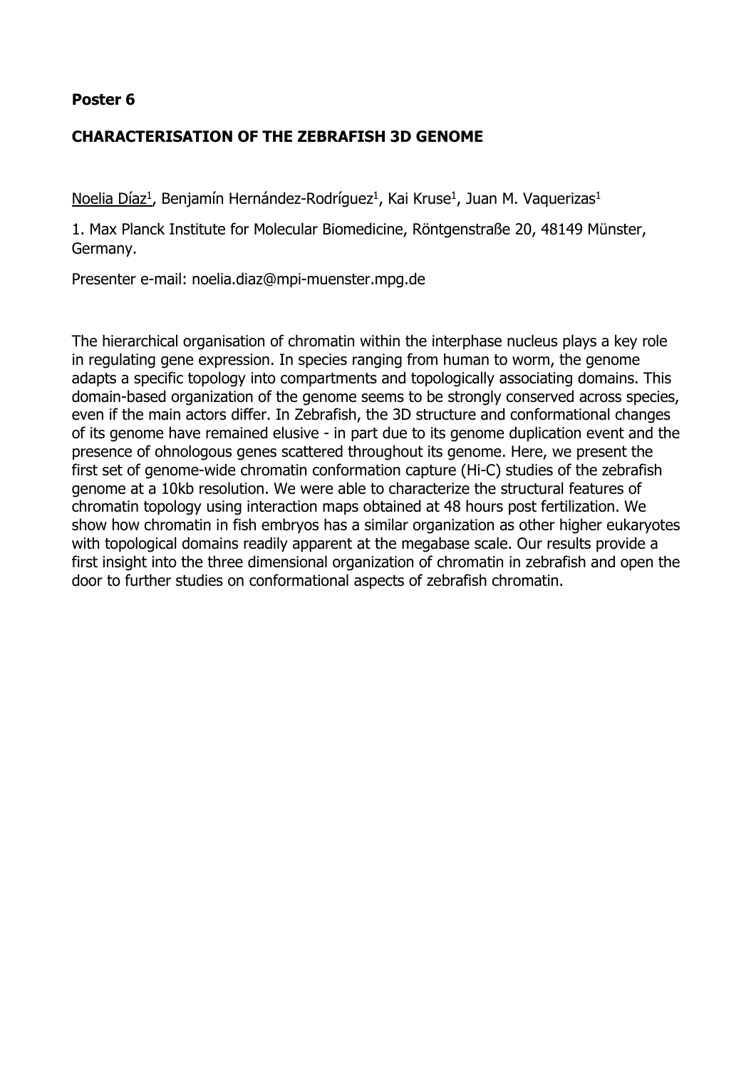**Poster 6**

## CHARACTERISATION OF THE ZEBRAFISH 3D GENOME

<u>Noelia Díaz</u>[1], Benjamín Hernández-Rodríguez[1], Kai Kruse[1], Juan M. Vaquerizas[1]

1. Max Planck Institute for Molecular Biomedicine, Röntgenstraße 20, 48149 Münster, Germany.

Presenter e-mail: noelia.diaz@mpi-muenster.mpg.de

The hierarchical organisation of chromatin within the interphase nucleus plays a key role in regulating gene expression. In species ranging from human to worm, the genome adapts a specific topology into compartments and topologically associating domains. This domain-based organization of the genome seems to be strongly conserved across species, even if the main actors differ. In Zebrafish, the 3D structure and conformational changes of its genome have remained elusive - in part due to its genome duplication event and the presence of ohnologous genes scattered throughout its genome. Here, we present the first set of genome-wide chromatin conformation capture (Hi-C) studies of the zebrafish genome at a 10kb resolution. We were able to characterize the structural features of chromatin topology using interaction maps obtained at 48 hours post fertilization. We show how chromatin in fish embryos has a similar organization as other higher eukaryotes with topological domains readily apparent at the megabase scale. Our results provide a first insight into the three dimensional organization of chromatin in zebrafish and open the door to further studies on conformational aspects of zebrafish chromatin.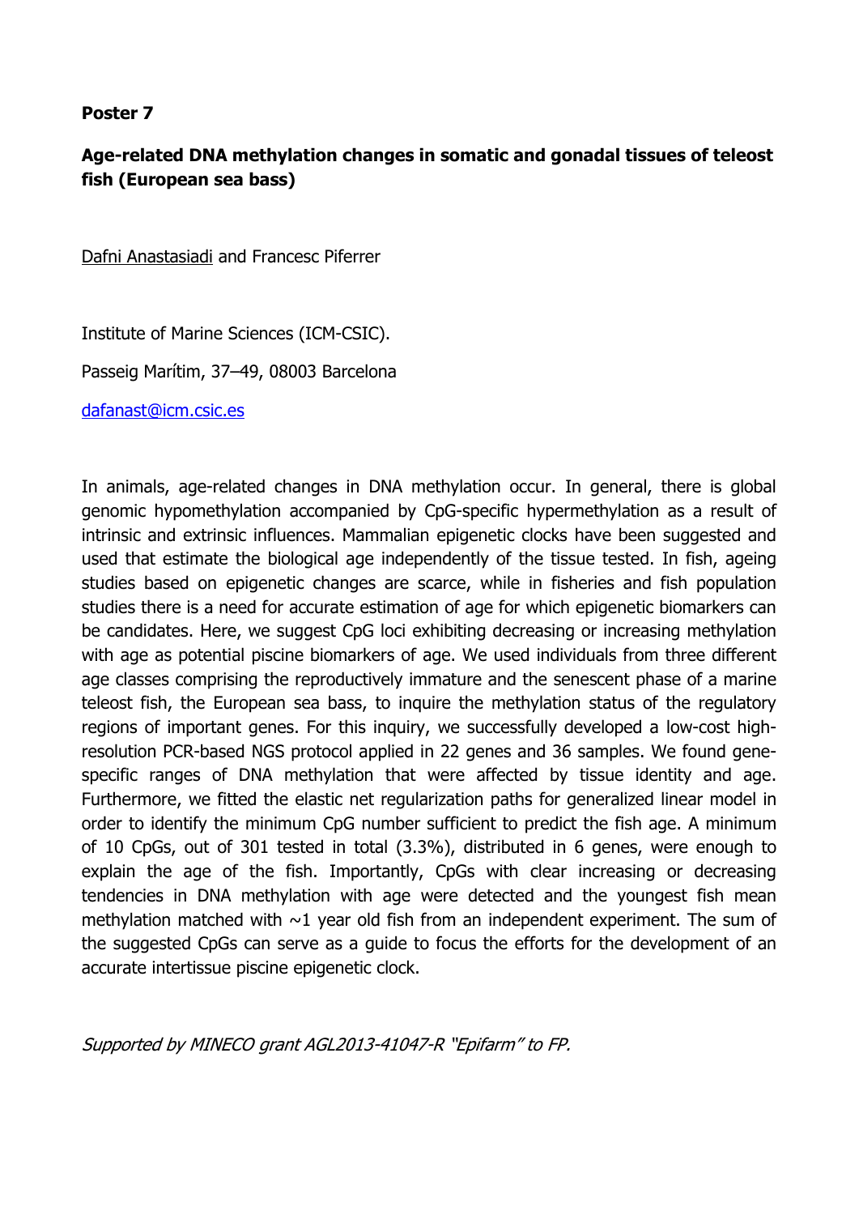**Poster 7**

**Age-related DNA methylation changes in somatic and gonadal tissues of teleost fish (European sea bass)**

Dafni Anastasiadi and Francesc Piferrer

Institute of Marine Sciences (ICM-CSIC).

Passeig Marítim, 37–49, 08003 Barcelona

dafanast@icm.csic.es

In animals, age-related changes in DNA methylation occur. In general, there is global genomic hypomethylation accompanied by CpG-specific hypermethylation as a result of intrinsic and extrinsic influences. Mammalian epigenetic clocks have been suggested and used that estimate the biological age independently of the tissue tested. In fish, ageing studies based on epigenetic changes are scarce, while in fisheries and fish population studies there is a need for accurate estimation of age for which epigenetic biomarkers can be candidates. Here, we suggest CpG loci exhibiting decreasing or increasing methylation with age as potential piscine biomarkers of age. We used individuals from three different age classes comprising the reproductively immature and the senescent phase of a marine teleost fish, the European sea bass, to inquire the methylation status of the regulatory regions of important genes. For this inquiry, we successfully developed a low-cost high-resolution PCR-based NGS protocol applied in 22 genes and 36 samples. We found gene-specific ranges of DNA methylation that were affected by tissue identity and age. Furthermore, we fitted the elastic net regularization paths for generalized linear model in order to identify the minimum CpG number sufficient to predict the fish age. A minimum of 10 CpGs, out of 301 tested in total (3.3%), distributed in 6 genes, were enough to explain the age of the fish. Importantly, CpGs with clear increasing or decreasing tendencies in DNA methylation with age were detected and the youngest fish mean methylation matched with ~1 year old fish from an independent experiment. The sum of the suggested CpGs can serve as a guide to focus the efforts for the development of an accurate intertissue piscine epigenetic clock.

*Supported by MINECO grant AGL2013-41047-R "Epifarm" to FP.*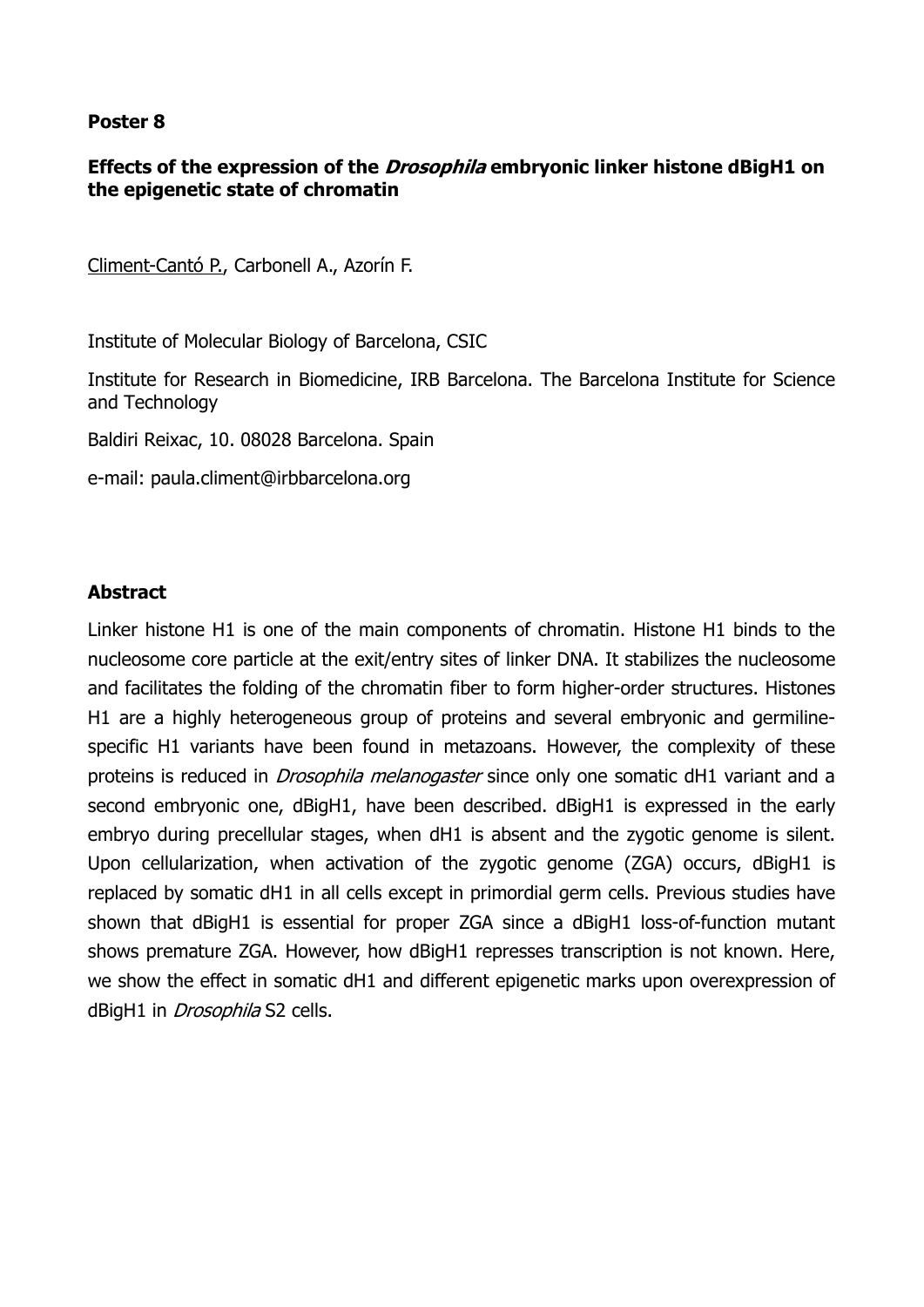**Poster 8**

**Effects of the expression of the *Drosophila* embryonic linker histone dBigH1 on the epigenetic state of chromatin**

<u>Climent-Cantó P.</u>, Carbonell A., Azorín F.

Institute of Molecular Biology of Barcelona, CSIC

Institute for Research in Biomedicine, IRB Barcelona. The Barcelona Institute for Science and Technology

Baldiri Reixac, 10. 08028 Barcelona. Spain

e-mail: paula.climent@irbbarcelona.org

**Abstract**

Linker histone H1 is one of the main components of chromatin. Histone H1 binds to the nucleosome core particle at the exit/entry sites of linker DNA. It stabilizes the nucleosome and facilitates the folding of the chromatin fiber to form higher-order structures. Histones H1 are a highly heterogeneous group of proteins and several embryonic and germiline-specific H1 variants have been found in metazoans. However, the complexity of these proteins is reduced in *Drosophila melanogaster* since only one somatic dH1 variant and a second embryonic one, dBigH1, have been described. dBigH1 is expressed in the early embryo during precellular stages, when dH1 is absent and the zygotic genome is silent. Upon cellularization, when activation of the zygotic genome (ZGA) occurs, dBigH1 is replaced by somatic dH1 in all cells except in primordial germ cells. Previous studies have shown that dBigH1 is essential for proper ZGA since a dBigH1 loss-of-function mutant shows premature ZGA. However, how dBigH1 represses transcription is not known. Here, we show the effect in somatic dH1 and different epigenetic marks upon overexpression of dBigH1 in *Drosophila* S2 cells.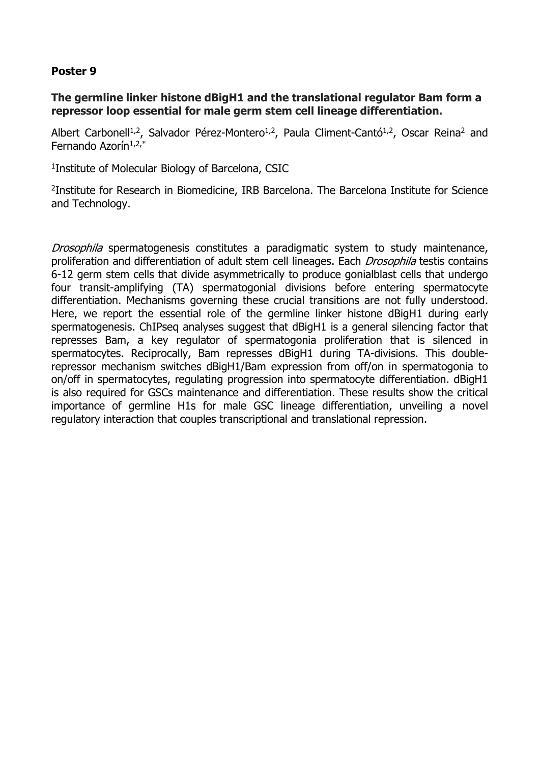## Poster 9

### The germline linker histone dBigH1 and the translational regulator Bam form a repressor loop essential for male germ stem cell lineage differentiation.

Albert Carbonell[1,2], Salvador Pérez-Montero[1,2], Paula Climent-Cantó[1,2], Oscar Reina[2] and Fernando Azorín[1,2,*]

[1]Institute of Molecular Biology of Barcelona, CSIC

[2]Institute for Research in Biomedicine, IRB Barcelona. The Barcelona Institute for Science and Technology.

*Drosophila* spermatogenesis constitutes a paradigmatic system to study maintenance, proliferation and differentiation of adult stem cell lineages. Each *Drosophila* testis contains 6-12 germ stem cells that divide asymmetrically to produce gonialblast cells that undergo four transit-amplifying (TA) spermatogonial divisions before entering spermatocyte differentiation. Mechanisms governing these crucial transitions are not fully understood. Here, we report the essential role of the germline linker histone dBigH1 during early spermatogenesis. ChIPseq analyses suggest that dBigH1 is a general silencing factor that represses Bam, a key regulator of spermatogonia proliferation that is silenced in spermatocytes. Reciprocally, Bam represses dBigH1 during TA-divisions. This double-repressor mechanism switches dBigH1/Bam expression from off/on in spermatogonia to on/off in spermatocytes, regulating progression into spermatocyte differentiation. dBigH1 is also required for GSCs maintenance and differentiation. These results show the critical importance of germline H1s for male GSC lineage differentiation, unveiling a novel regulatory interaction that couples transcriptional and translational repression.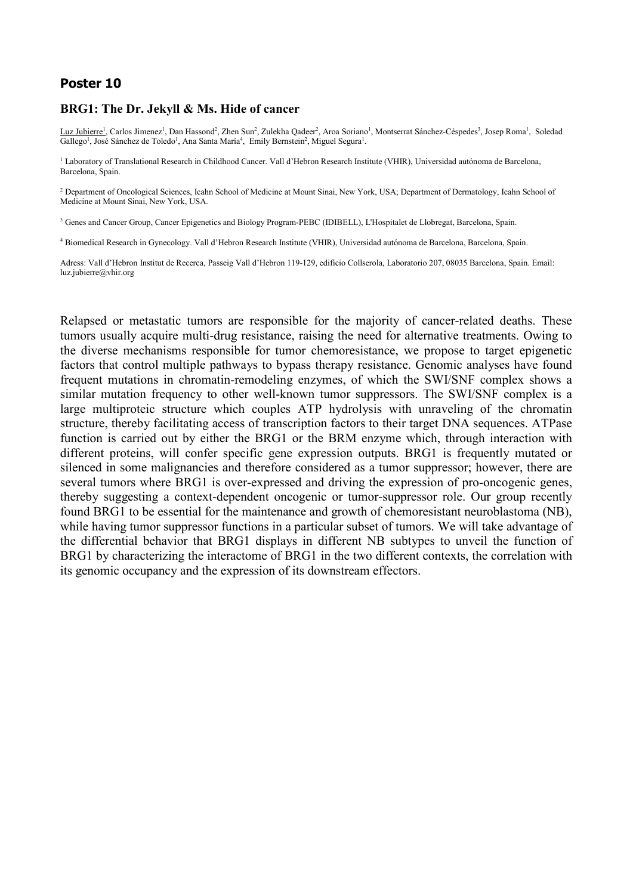## Poster 10

### BRG1: The Dr. Jekyll & Ms. Hide of cancer

Luz Jubierre[1], Carlos Jimenez[1], Dan Hassond[2], Zhen Sun[2], Zulekha Qadeer[2], Aroa Soriano[1], Montserrat Sánchez-Céspedes[3], Josep Roma[1], Soledad Gallego[1], José Sánchez de Toledo[1], Ana Santa María[4], Emily Bernstein[2], Miguel Segura[1].

[1] Laboratory of Translational Research in Childhood Cancer. Vall d'Hebron Research Institute (VHIR), Universidad autónoma de Barcelona, Barcelona, Spain.

[2] Department of Oncological Sciences, Icahn School of Medicine at Mount Sinai, New York, USA; Department of Dermatology, Icahn School of Medicine at Mount Sinai, New York, USA.

[3] Genes and Cancer Group, Cancer Epigenetics and Biology Program-PEBC (IDIBELL), L'Hospitalet de Llobregat, Barcelona, Spain.

[4] Biomedical Research in Gynecology. Vall d'Hebron Research Institute (VHIR), Universidad autónoma de Barcelona, Barcelona, Spain.

Adress: Vall d'Hebron Institut de Recerca, Passeig Vall d'Hebron 119-129, edificio Collserola, Laboratorio 207, 08035 Barcelona, Spain. Email: luz.jubierre@vhir.org

Relapsed or metastatic tumors are responsible for the majority of cancer-related deaths. These tumors usually acquire multi-drug resistance, raising the need for alternative treatments. Owing to the diverse mechanisms responsible for tumor chemoresistance, we propose to target epigenetic factors that control multiple pathways to bypass therapy resistance. Genomic analyses have found frequent mutations in chromatin-remodeling enzymes, of which the SWI/SNF complex shows a similar mutation frequency to other well-known tumor suppressors. The SWI/SNF complex is a large multiproteic structure which couples ATP hydrolysis with unraveling of the chromatin structure, thereby facilitating access of transcription factors to their target DNA sequences. ATPase function is carried out by either the BRG1 or the BRM enzyme which, through interaction with different proteins, will confer specific gene expression outputs. BRG1 is frequently mutated or silenced in some malignancies and therefore considered as a tumor suppressor; however, there are several tumors where BRG1 is over-expressed and driving the expression of pro-oncogenic genes, thereby suggesting a context-dependent oncogenic or tumor-suppressor role. Our group recently found BRG1 to be essential for the maintenance and growth of chemoresistant neuroblastoma (NB), while having tumor suppressor functions in a particular subset of tumors. We will take advantage of the differential behavior that BRG1 displays in different NB subtypes to unveil the function of BRG1 by characterizing the interactome of BRG1 in the two different contexts, the correlation with its genomic occupancy and the expression of its downstream effectors.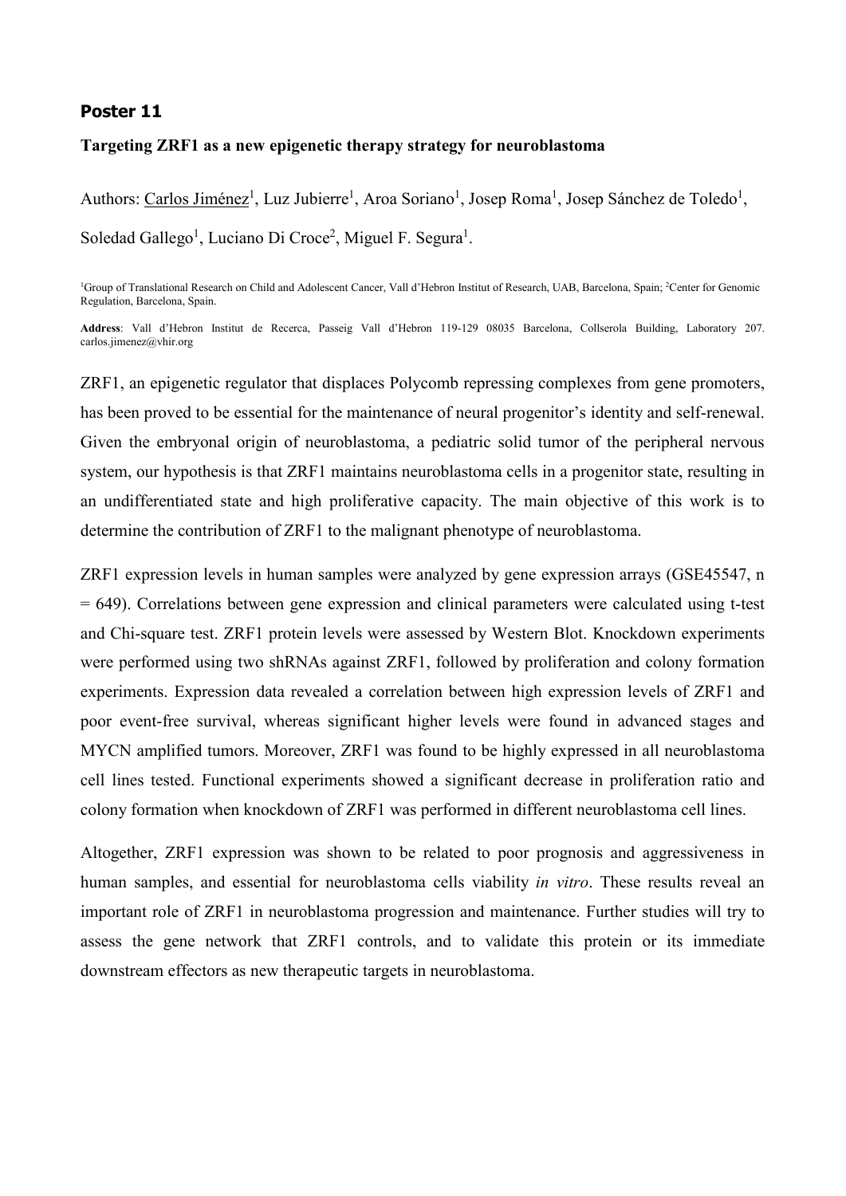## Poster 11

### Targeting ZRF1 as a new epigenetic therapy strategy for neuroblastoma

Authors: Carlos Jiménez[1], Luz Jubierre[1], Aroa Soriano[1], Josep Roma[1], Josep Sánchez de Toledo[1], Soledad Gallego[1], Luciano Di Croce[2], Miguel F. Segura[1].

[1]Group of Translational Research on Child and Adolescent Cancer, Vall d'Hebron Institut of Research, UAB, Barcelona, Spain; [2]Center for Genomic Regulation, Barcelona, Spain.

**Address**: Vall d'Hebron Institut de Recerca, Passeig Vall d'Hebron 119-129 08035 Barcelona, Collserola Building, Laboratory 207. carlos.jimenez@vhir.org

ZRF1, an epigenetic regulator that displaces Polycomb repressing complexes from gene promoters, has been proved to be essential for the maintenance of neural progenitor's identity and self-renewal. Given the embryonal origin of neuroblastoma, a pediatric solid tumor of the peripheral nervous system, our hypothesis is that ZRF1 maintains neuroblastoma cells in a progenitor state, resulting in an undifferentiated state and high proliferative capacity. The main objective of this work is to determine the contribution of ZRF1 to the malignant phenotype of neuroblastoma.

ZRF1 expression levels in human samples were analyzed by gene expression arrays (GSE45547, n = 649). Correlations between gene expression and clinical parameters were calculated using t-test and Chi-square test. ZRF1 protein levels were assessed by Western Blot. Knockdown experiments were performed using two shRNAs against ZRF1, followed by proliferation and colony formation experiments. Expression data revealed a correlation between high expression levels of ZRF1 and poor event-free survival, whereas significant higher levels were found in advanced stages and MYCN amplified tumors. Moreover, ZRF1 was found to be highly expressed in all neuroblastoma cell lines tested. Functional experiments showed a significant decrease in proliferation ratio and colony formation when knockdown of ZRF1 was performed in different neuroblastoma cell lines.

Altogether, ZRF1 expression was shown to be related to poor prognosis and aggressiveness in human samples, and essential for neuroblastoma cells viability *in vitro*. These results reveal an important role of ZRF1 in neuroblastoma progression and maintenance. Further studies will try to assess the gene network that ZRF1 controls, and to validate this protein or its immediate downstream effectors as new therapeutic targets in neuroblastoma.